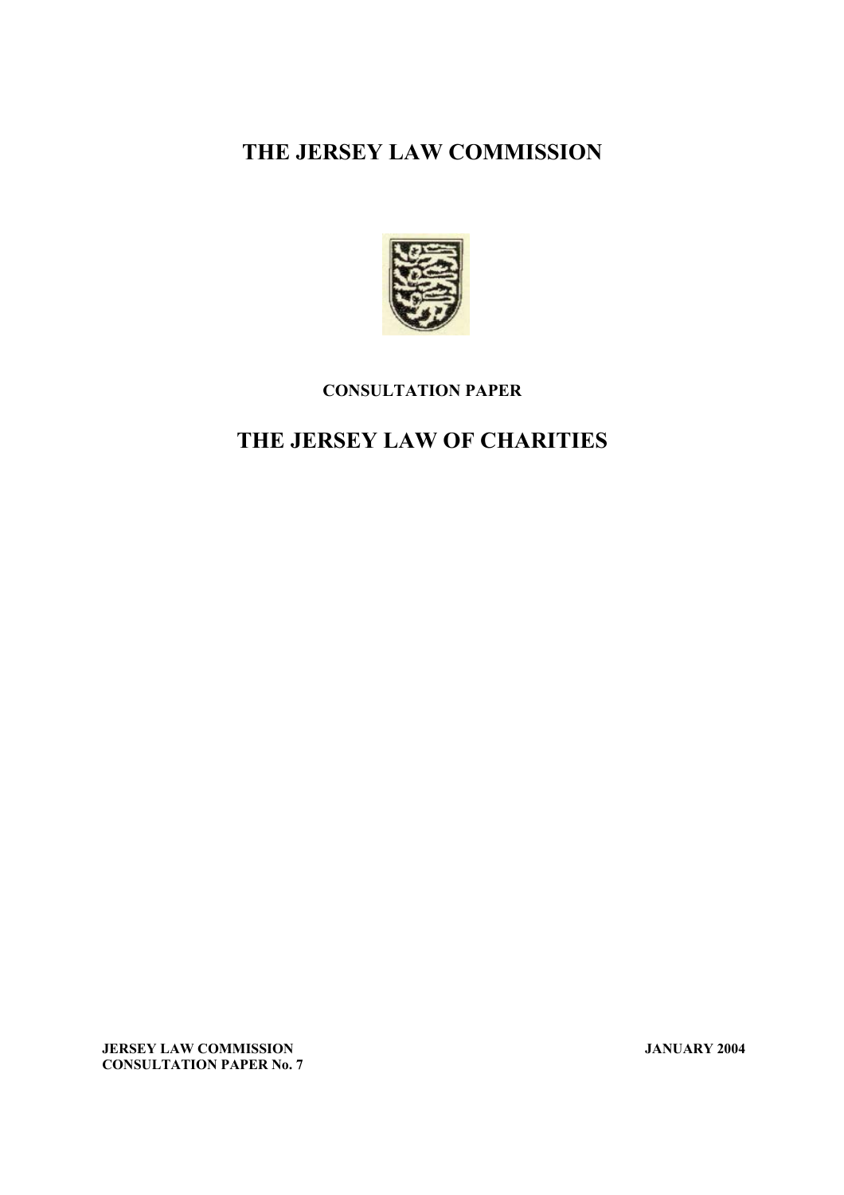# THE JERSEY LAW COMMISSION

**CONSULTATION PAPER**

# THE JERSEY LAW OF CHARITIES

**JERSEY LAW COMMISSION**
**CONSULTATION PAPER No. 7**

**JANUARY 2004**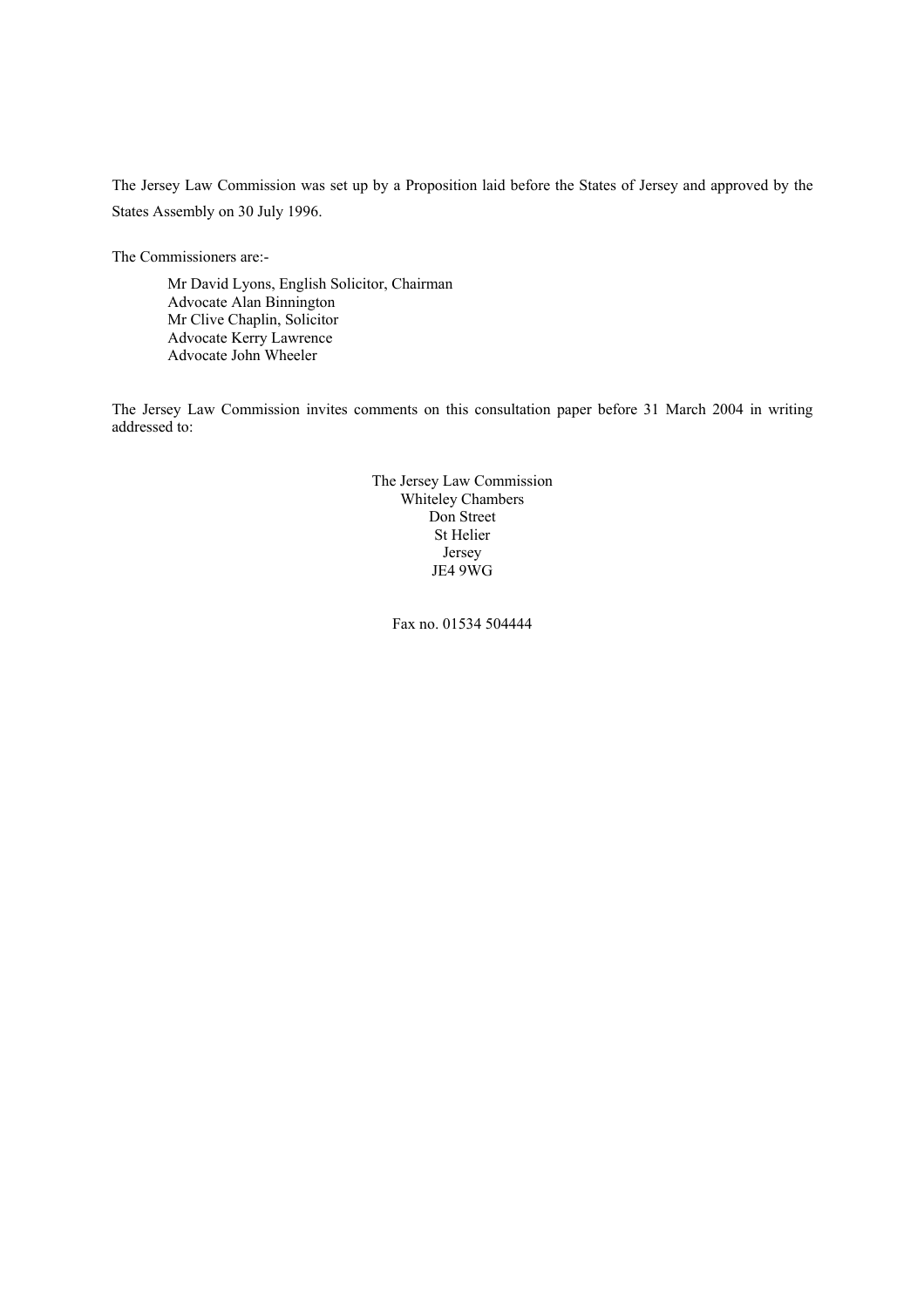The Jersey Law Commission was set up by a Proposition laid before the States of Jersey and approved by the States Assembly on 30 July 1996.

The Commissioners are:-

Mr David Lyons, English Solicitor, Chairman  
Advocate Alan Binnington  
Mr Clive Chaplin, Solicitor  
Advocate Kerry Lawrence  
Advocate John Wheeler

The Jersey Law Commission invites comments on this consultation paper before 31 March 2004 in writing addressed to:

The Jersey Law Commission  
Whiteley Chambers  
Don Street  
St Helier  
Jersey  
JE4 9WG

Fax no. 01534 504444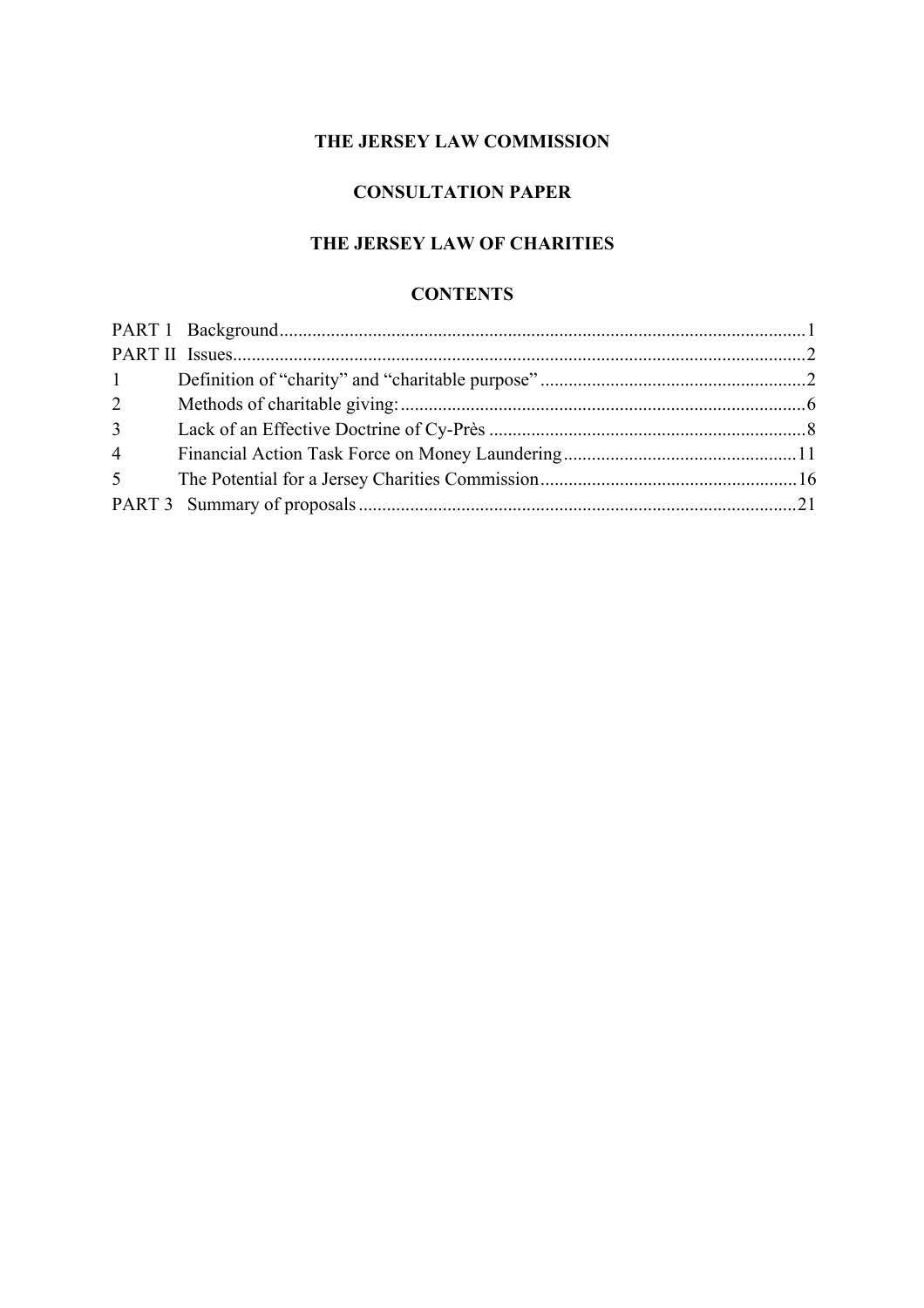**THE JERSEY LAW COMMISSION**

**CONSULTATION PAPER**

**THE JERSEY LAW OF CHARITIES**

**CONTENTS**

PART 1 Background ........................................................................................................ 1

PART II Issues ............................................................................................................... 2

1 Definition of "charity" and "charitable purpose" ......................................................... 2

2 Methods of charitable giving: ....................................................................................... 6

3 Lack of an Effective Doctrine of Cy-Près ..................................................................... 8

4 Financial Action Task Force on Money Laundering ................................................. 11

5 The Potential for a Jersey Charities Commission ....................................................... 16

PART 3 Summary of proposals ..................................................................................... 21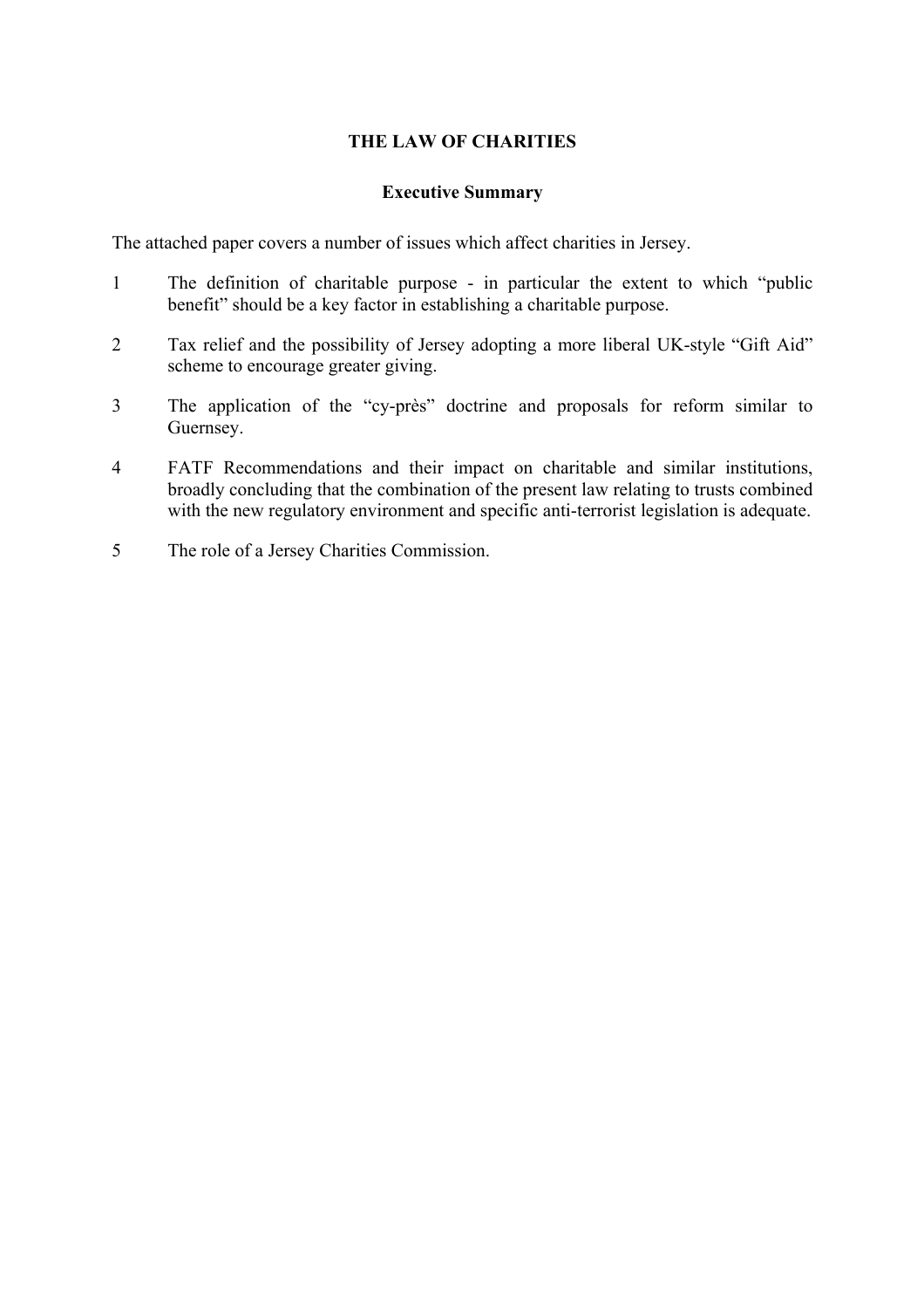# THE LAW OF CHARITIES

## Executive Summary

The attached paper covers a number of issues which affect charities in Jersey.

1. The definition of charitable purpose - in particular the extent to which "public benefit" should be a key factor in establishing a charitable purpose.
2. Tax relief and the possibility of Jersey adopting a more liberal UK-style "Gift Aid" scheme to encourage greater giving.
3. The application of the "cy-près" doctrine and proposals for reform similar to Guernsey.
4. FATF Recommendations and their impact on charitable and similar institutions, broadly concluding that the combination of the present law relating to trusts combined with the new regulatory environment and specific anti-terrorist legislation is adequate.
5. The role of a Jersey Charities Commission.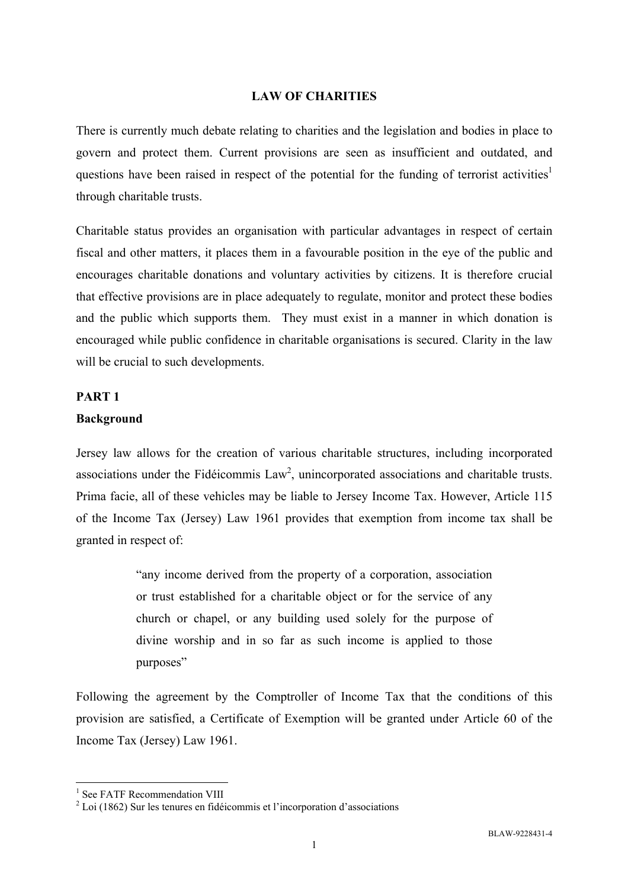# LAW OF CHARITIES

There is currently much debate relating to charities and the legislation and bodies in place to govern and protect them. Current provisions are seen as insufficient and outdated, and questions have been raised in respect of the potential for the funding of terrorist activities[1] through charitable trusts.

Charitable status provides an organisation with particular advantages in respect of certain fiscal and other matters, it places them in a favourable position in the eye of the public and encourages charitable donations and voluntary activities by citizens. It is therefore crucial that effective provisions are in place adequately to regulate, monitor and protect these bodies and the public which supports them. They must exist in a manner in which donation is encouraged while public confidence in charitable organisations is secured. Clarity in the law will be crucial to such developments.

## PART 1

### Background

Jersey law allows for the creation of various charitable structures, including incorporated associations under the Fidéicommis Law[2], unincorporated associations and charitable trusts. Prima facie, all of these vehicles may be liable to Jersey Income Tax. However, Article 115 of the Income Tax (Jersey) Law 1961 provides that exemption from income tax shall be granted in respect of:

> "any income derived from the property of a corporation, association or trust established for a charitable object or for the service of any church or chapel, or any building used solely for the purpose of divine worship and in so far as such income is applied to those purposes"

Following the agreement by the Comptroller of Income Tax that the conditions of this provision are satisfied, a Certificate of Exemption will be granted under Article 60 of the Income Tax (Jersey) Law 1961.

---

[1] See FATF Recommendation VIII

[2] Loi (1862) Sur les tenures en fidéicommis et l'incorporation d'associations

BLAW-9228431-4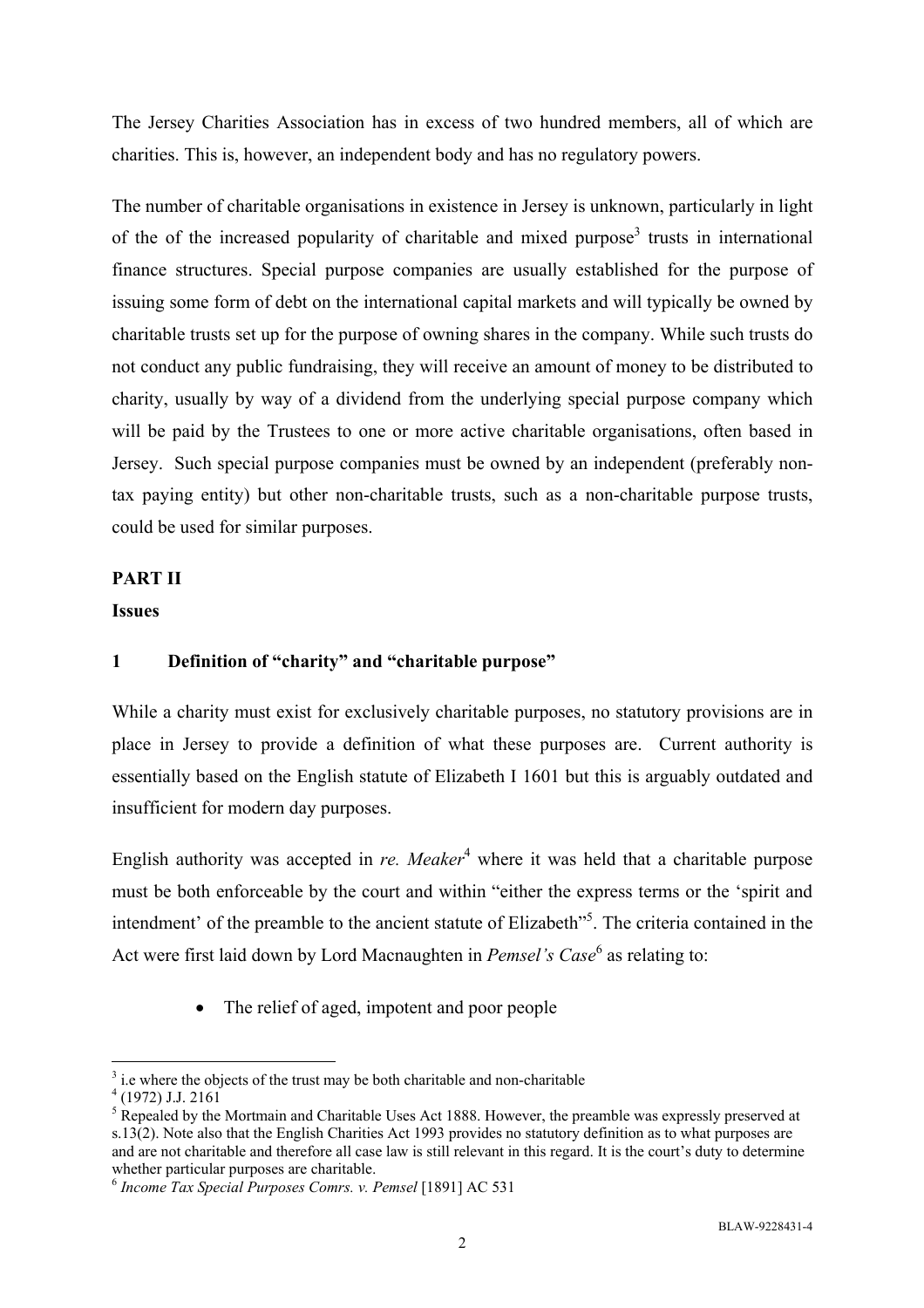The Jersey Charities Association has in excess of two hundred members, all of which are charities. This is, however, an independent body and has no regulatory powers.

The number of charitable organisations in existence in Jersey is unknown, particularly in light of the of the increased popularity of charitable and mixed purpose[3] trusts in international finance structures. Special purpose companies are usually established for the purpose of issuing some form of debt on the international capital markets and will typically be owned by charitable trusts set up for the purpose of owning shares in the company. While such trusts do not conduct any public fundraising, they will receive an amount of money to be distributed to charity, usually by way of a dividend from the underlying special purpose company which will be paid by the Trustees to one or more active charitable organisations, often based in Jersey. Such special purpose companies must be owned by an independent (preferably non-tax paying entity) but other non-charitable trusts, such as a non-charitable purpose trusts, could be used for similar purposes.

**PART II**

**Issues**

## 1 Definition of "charity" and "charitable purpose"

While a charity must exist for exclusively charitable purposes, no statutory provisions are in place in Jersey to provide a definition of what these purposes are. Current authority is essentially based on the English statute of Elizabeth I 1601 but this is arguably outdated and insufficient for modern day purposes.

English authority was accepted in *re. Meaker*[4] where it was held that a charitable purpose must be both enforceable by the court and within "either the express terms or the 'spirit and intendment' of the preamble to the ancient statute of Elizabeth"[5]. The criteria contained in the Act were first laid down by Lord Macnaughten in *Pemsel's Case*[6] as relating to:

- The relief of aged, impotent and poor people

---

[3] i.e where the objects of the trust may be both charitable and non-charitable

[4] (1972) J.J. 2161

[5] Repealed by the Mortmain and Charitable Uses Act 1888. However, the preamble was expressly preserved at s.13(2). Note also that the English Charities Act 1993 provides no statutory definition as to what purposes are and are not charitable and therefore all case law is still relevant in this regard. It is the court's duty to determine whether particular purposes are charitable.

[6] *Income Tax Special Purposes Comrs. v. Pemsel* [1891] AC 531

BLAW-9228431-4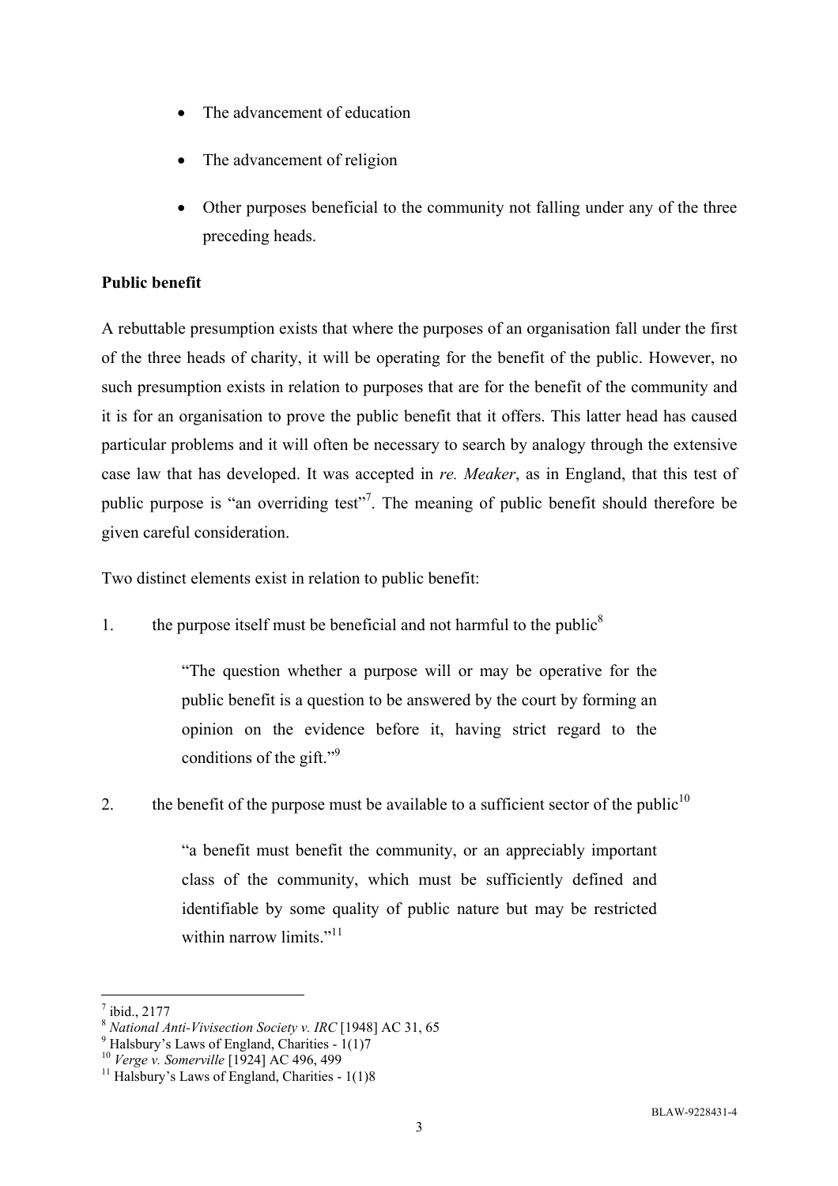- The advancement of education
- The advancement of religion
- Other purposes beneficial to the community not falling under any of the three preceding heads.

**Public benefit**

A rebuttable presumption exists that where the purposes of an organisation fall under the first of the three heads of charity, it will be operating for the benefit of the public. However, no such presumption exists in relation to purposes that are for the benefit of the community and it is for an organisation to prove the public benefit that it offers. This latter head has caused particular problems and it will often be necessary to search by analogy through the extensive case law that has developed. It was accepted in *re. Meaker*, as in England, that this test of public purpose is "an overriding test"[7]. The meaning of public benefit should therefore be given careful consideration.

Two distinct elements exist in relation to public benefit:

1. the purpose itself must be beneficial and not harmful to the public[8]

   > "The question whether a purpose will or may be operative for the public benefit is a question to be answered by the court by forming an opinion on the evidence before it, having strict regard to the conditions of the gift."[9]

2. the benefit of the purpose must be available to a sufficient sector of the public[10]

   > "a benefit must benefit the community, or an appreciably important class of the community, which must be sufficiently defined and identifiable by some quality of public nature but may be restricted within narrow limits."[11]

---

[7] ibid., 2177

[8] *National Anti-Vivisection Society v. IRC* [1948] AC 31, 65

[9] Halsbury's Laws of England, Charities - 1(1)7

[10] *Verge v. Somerville* [1924] AC 496, 499

[11] Halsbury's Laws of England, Charities - 1(1)8

BLAW-9228431-4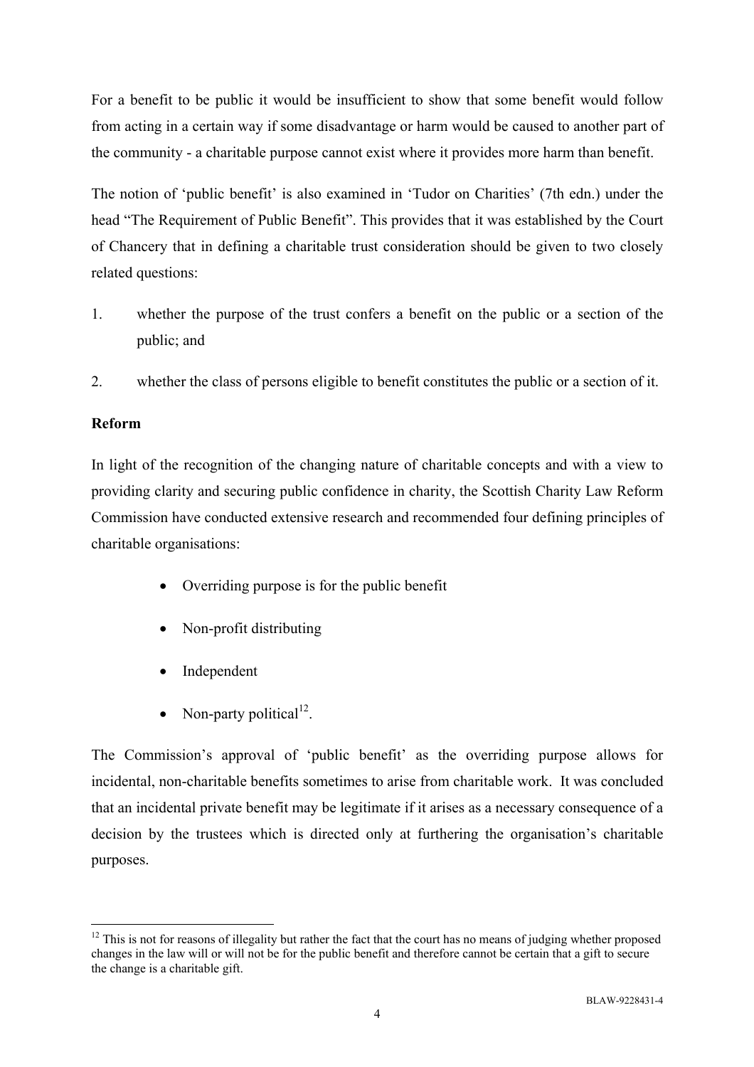For a benefit to be public it would be insufficient to show that some benefit would follow from acting in a certain way if some disadvantage or harm would be caused to another part of the community - a charitable purpose cannot exist where it provides more harm than benefit.

The notion of 'public benefit' is also examined in 'Tudor on Charities' (7th edn.) under the head "The Requirement of Public Benefit". This provides that it was established by the Court of Chancery that in defining a charitable trust consideration should be given to two closely related questions:

1. whether the purpose of the trust confers a benefit on the public or a section of the public; and
2. whether the class of persons eligible to benefit constitutes the public or a section of it.

**Reform**

In light of the recognition of the changing nature of charitable concepts and with a view to providing clarity and securing public confidence in charity, the Scottish Charity Law Reform Commission have conducted extensive research and recommended four defining principles of charitable organisations:

- Overriding purpose is for the public benefit
- Non-profit distributing
- Independent
- Non-party political[12].

The Commission's approval of 'public benefit' as the overriding purpose allows for incidental, non-charitable benefits sometimes to arise from charitable work. It was concluded that an incidental private benefit may be legitimate if it arises as a necessary consequence of a decision by the trustees which is directed only at furthering the organisation's charitable purposes.

[12] This is not for reasons of illegality but rather the fact that the court has no means of judging whether proposed changes in the law will or will not be for the public benefit and therefore cannot be certain that a gift to secure the change is a charitable gift.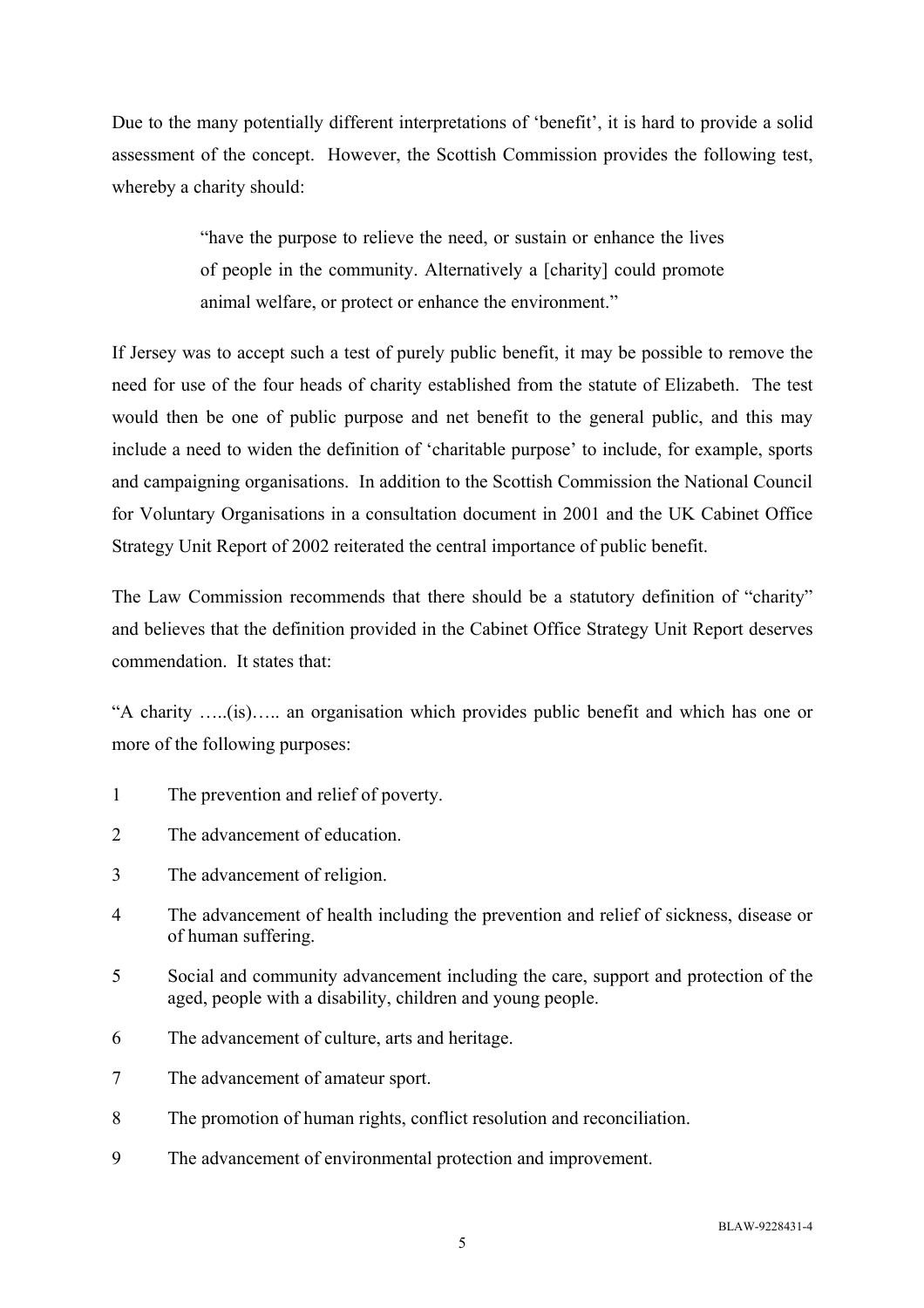Due to the many potentially different interpretations of 'benefit', it is hard to provide a solid assessment of the concept. However, the Scottish Commission provides the following test, whereby a charity should:

> "have the purpose to relieve the need, or sustain or enhance the lives of people in the community. Alternatively a [charity] could promote animal welfare, or protect or enhance the environment."

If Jersey was to accept such a test of purely public benefit, it may be possible to remove the need for use of the four heads of charity established from the statute of Elizabeth. The test would then be one of public purpose and net benefit to the general public, and this may include a need to widen the definition of 'charitable purpose' to include, for example, sports and campaigning organisations. In addition to the Scottish Commission the National Council for Voluntary Organisations in a consultation document in 2001 and the UK Cabinet Office Strategy Unit Report of 2002 reiterated the central importance of public benefit.

The Law Commission recommends that there should be a statutory definition of "charity" and believes that the definition provided in the Cabinet Office Strategy Unit Report deserves commendation. It states that:

"A charity …..(is)….. an organisation which provides public benefit and which has one or more of the following purposes:

1. The prevention and relief of poverty.
2. The advancement of education.
3. The advancement of religion.
4. The advancement of health including the prevention and relief of sickness, disease or of human suffering.
5. Social and community advancement including the care, support and protection of the aged, people with a disability, children and young people.
6. The advancement of culture, arts and heritage.
7. The advancement of amateur sport.
8. The promotion of human rights, conflict resolution and reconciliation.
9. The advancement of environmental protection and improvement.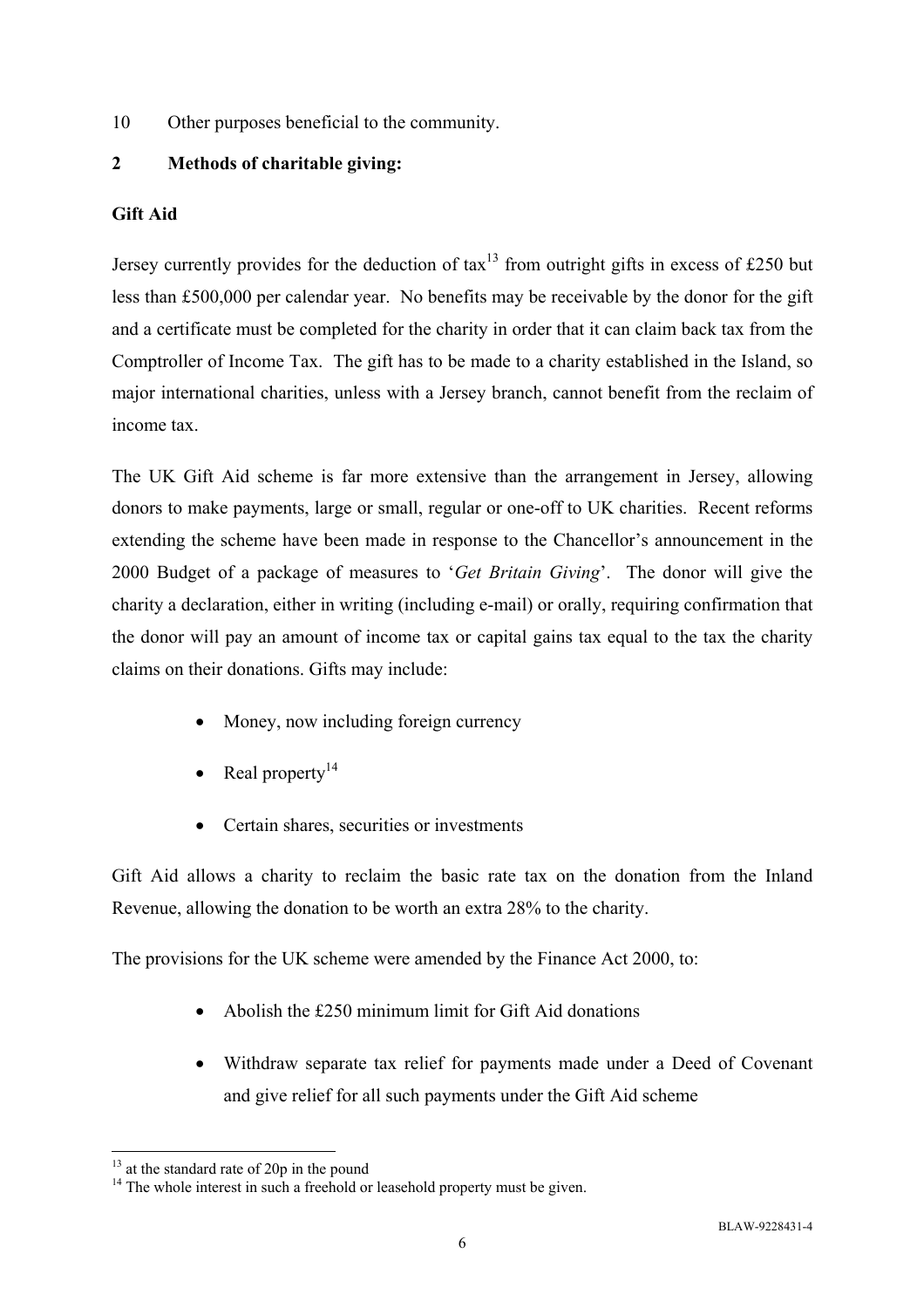10 Other purposes beneficial to the community.

## 2 Methods of charitable giving:

### Gift Aid

Jersey currently provides for the deduction of tax[13] from outright gifts in excess of £250 but less than £500,000 per calendar year. No benefits may be receivable by the donor for the gift and a certificate must be completed for the charity in order that it can claim back tax from the Comptroller of Income Tax. The gift has to be made to a charity established in the Island, so major international charities, unless with a Jersey branch, cannot benefit from the reclaim of income tax.

The UK Gift Aid scheme is far more extensive than the arrangement in Jersey, allowing donors to make payments, large or small, regular or one-off to UK charities. Recent reforms extending the scheme have been made in response to the Chancellor's announcement in the 2000 Budget of a package of measures to '*Get Britain Giving*'. The donor will give the charity a declaration, either in writing (including e-mail) or orally, requiring confirmation that the donor will pay an amount of income tax or capital gains tax equal to the tax the charity claims on their donations. Gifts may include:

- Money, now including foreign currency
- Real property[14]
- Certain shares, securities or investments

Gift Aid allows a charity to reclaim the basic rate tax on the donation from the Inland Revenue, allowing the donation to be worth an extra 28% to the charity.

The provisions for the UK scheme were amended by the Finance Act 2000, to:

- Abolish the £250 minimum limit for Gift Aid donations
- Withdraw separate tax relief for payments made under a Deed of Covenant and give relief for all such payments under the Gift Aid scheme

---

[13] at the standard rate of 20p in the pound

[14] The whole interest in such a freehold or leasehold property must be given.

BLAW-9228431-4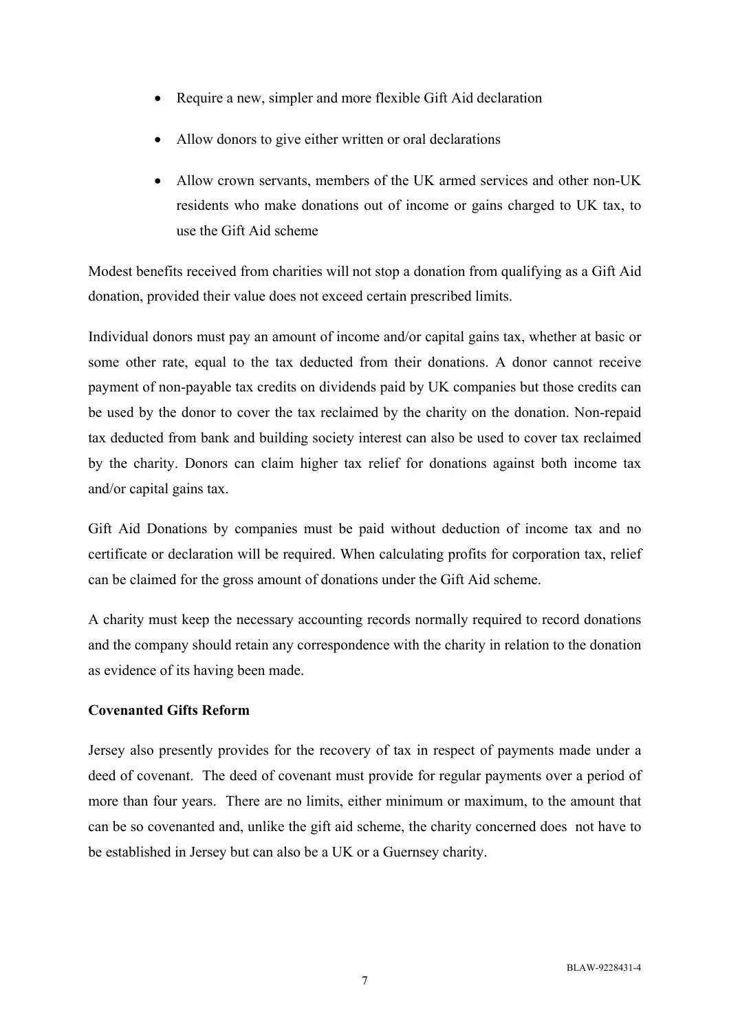- Require a new, simpler and more flexible Gift Aid declaration
- Allow donors to give either written or oral declarations
- Allow crown servants, members of the UK armed services and other non-UK residents who make donations out of income or gains charged to UK tax, to use the Gift Aid scheme

Modest benefits received from charities will not stop a donation from qualifying as a Gift Aid donation, provided their value does not exceed certain prescribed limits.

Individual donors must pay an amount of income and/or capital gains tax, whether at basic or some other rate, equal to the tax deducted from their donations. A donor cannot receive payment of non-payable tax credits on dividends paid by UK companies but those credits can be used by the donor to cover the tax reclaimed by the charity on the donation. Non-repaid tax deducted from bank and building society interest can also be used to cover tax reclaimed by the charity. Donors can claim higher tax relief for donations against both income tax and/or capital gains tax.

Gift Aid Donations by companies must be paid without deduction of income tax and no certificate or declaration will be required. When calculating profits for corporation tax, relief can be claimed for the gross amount of donations under the Gift Aid scheme.

A charity must keep the necessary accounting records normally required to record donations and the company should retain any correspondence with the charity in relation to the donation as evidence of its having been made.

**Covenanted Gifts Reform**

Jersey also presently provides for the recovery of tax in respect of payments made under a deed of covenant. The deed of covenant must provide for regular payments over a period of more than four years. There are no limits, either minimum or maximum, to the amount that can be so covenanted and, unlike the gift aid scheme, the charity concerned does not have to be established in Jersey but can also be a UK or a Guernsey charity.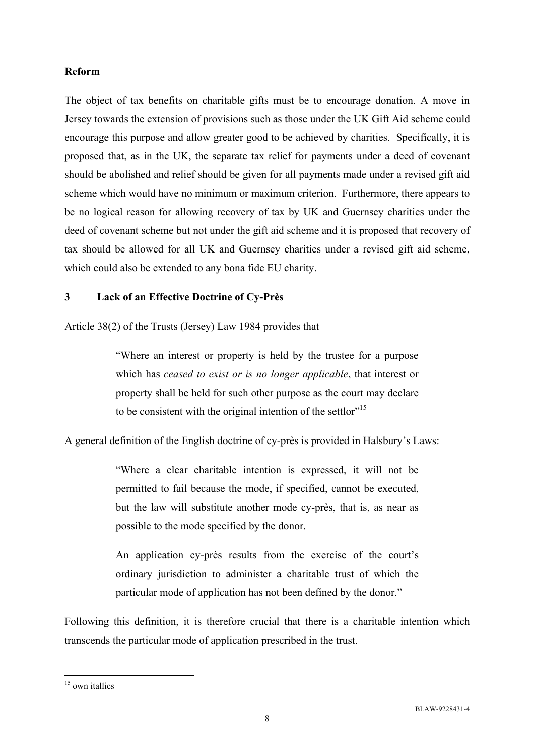**Reform**

The object of tax benefits on charitable gifts must be to encourage donation. A move in Jersey towards the extension of provisions such as those under the UK Gift Aid scheme could encourage this purpose and allow greater good to be achieved by charities. Specifically, it is proposed that, as in the UK, the separate tax relief for payments under a deed of covenant should be abolished and relief should be given for all payments made under a revised gift aid scheme which would have no minimum or maximum criterion. Furthermore, there appears to be no logical reason for allowing recovery of tax by UK and Guernsey charities under the deed of covenant scheme but not under the gift aid scheme and it is proposed that recovery of tax should be allowed for all UK and Guernsey charities under a revised gift aid scheme, which could also be extended to any bona fide EU charity.

## 3 Lack of an Effective Doctrine of Cy-Près

Article 38(2) of the Trusts (Jersey) Law 1984 provides that

> "Where an interest or property is held by the trustee for a purpose which has *ceased to exist or is no longer applicable*, that interest or property shall be held for such other purpose as the court may declare to be consistent with the original intention of the settlor"[15]

A general definition of the English doctrine of cy-près is provided in Halsbury's Laws:

> "Where a clear charitable intention is expressed, it will not be permitted to fail because the mode, if specified, cannot be executed, but the law will substitute another mode cy-près, that is, as near as possible to the mode specified by the donor.
>
> An application cy-près results from the exercise of the court's ordinary jurisdiction to administer a charitable trust of which the particular mode of application has not been defined by the donor."

Following this definition, it is therefore crucial that there is a charitable intention which transcends the particular mode of application prescribed in the trust.

---

[15] own itallics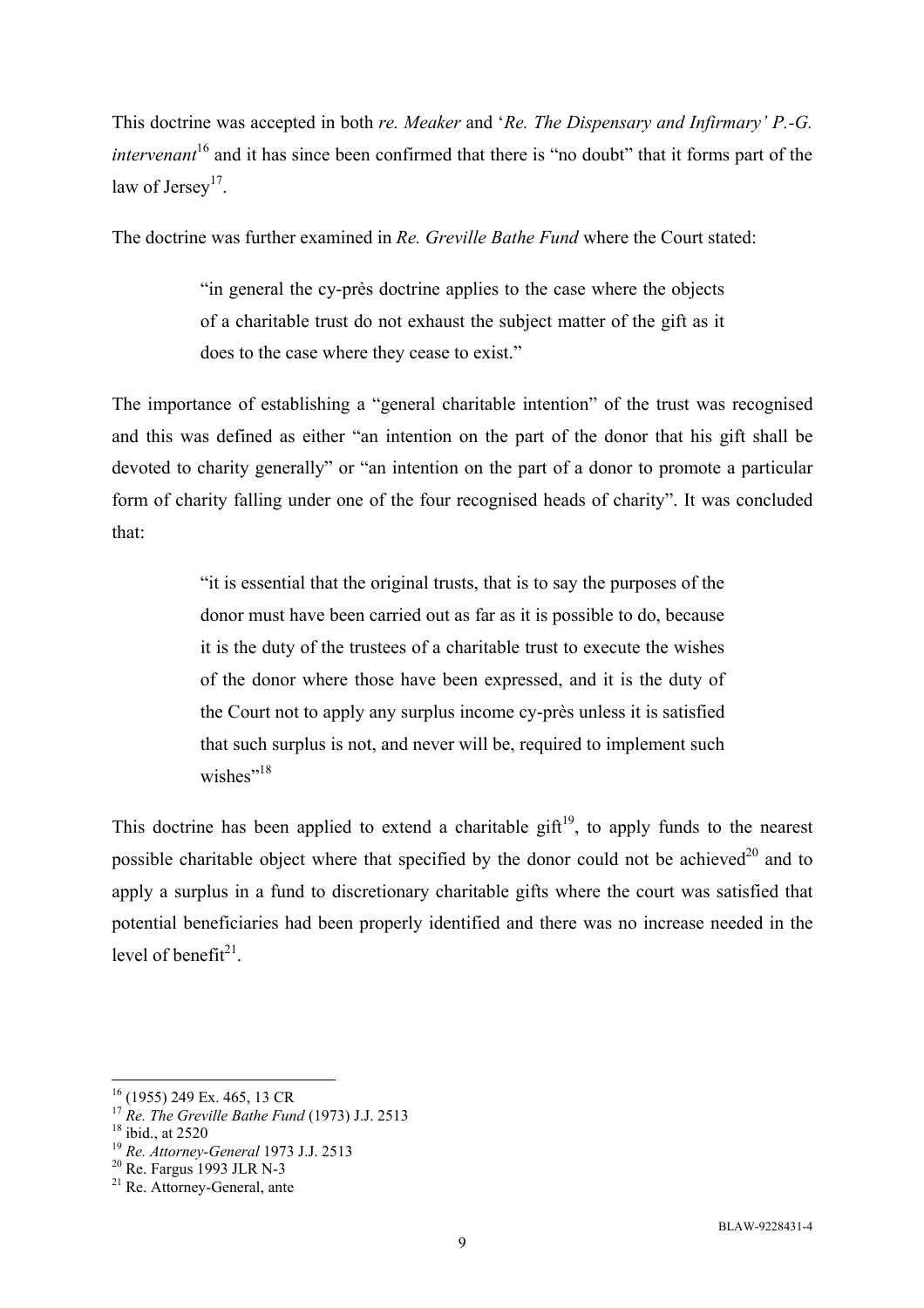This doctrine was accepted in both *re. Meaker* and '*Re. The Dispensary and Infirmary' P.-G. intervenant*[16] and it has since been confirmed that there is "no doubt" that it forms part of the law of Jersey[17].

The doctrine was further examined in *Re. Greville Bathe Fund* where the Court stated:

> "in general the cy-près doctrine applies to the case where the objects of a charitable trust do not exhaust the subject matter of the gift as it does to the case where they cease to exist."

The importance of establishing a "general charitable intention" of the trust was recognised and this was defined as either "an intention on the part of the donor that his gift shall be devoted to charity generally" or "an intention on the part of a donor to promote a particular form of charity falling under one of the four recognised heads of charity". It was concluded that:

> "it is essential that the original trusts, that is to say the purposes of the donor must have been carried out as far as it is possible to do, because it is the duty of the trustees of a charitable trust to execute the wishes of the donor where those have been expressed, and it is the duty of the Court not to apply any surplus income cy-près unless it is satisfied that such surplus is not, and never will be, required to implement such wishes"[18]

This doctrine has been applied to extend a charitable gift[19], to apply funds to the nearest possible charitable object where that specified by the donor could not be achieved[20] and to apply a surplus in a fund to discretionary charitable gifts where the court was satisfied that potential beneficiaries had been properly identified and there was no increase needed in the level of benefit[21].

---

[16] (1955) 249 Ex. 465, 13 CR

[17] *Re. The Greville Bathe Fund* (1973) J.J. 2513

[18] ibid., at 2520

[19] *Re. Attorney-General* 1973 J.J. 2513

[20] Re. Fargus 1993 JLR N-3

[21] Re. Attorney-General, ante

BLAW-9228431-4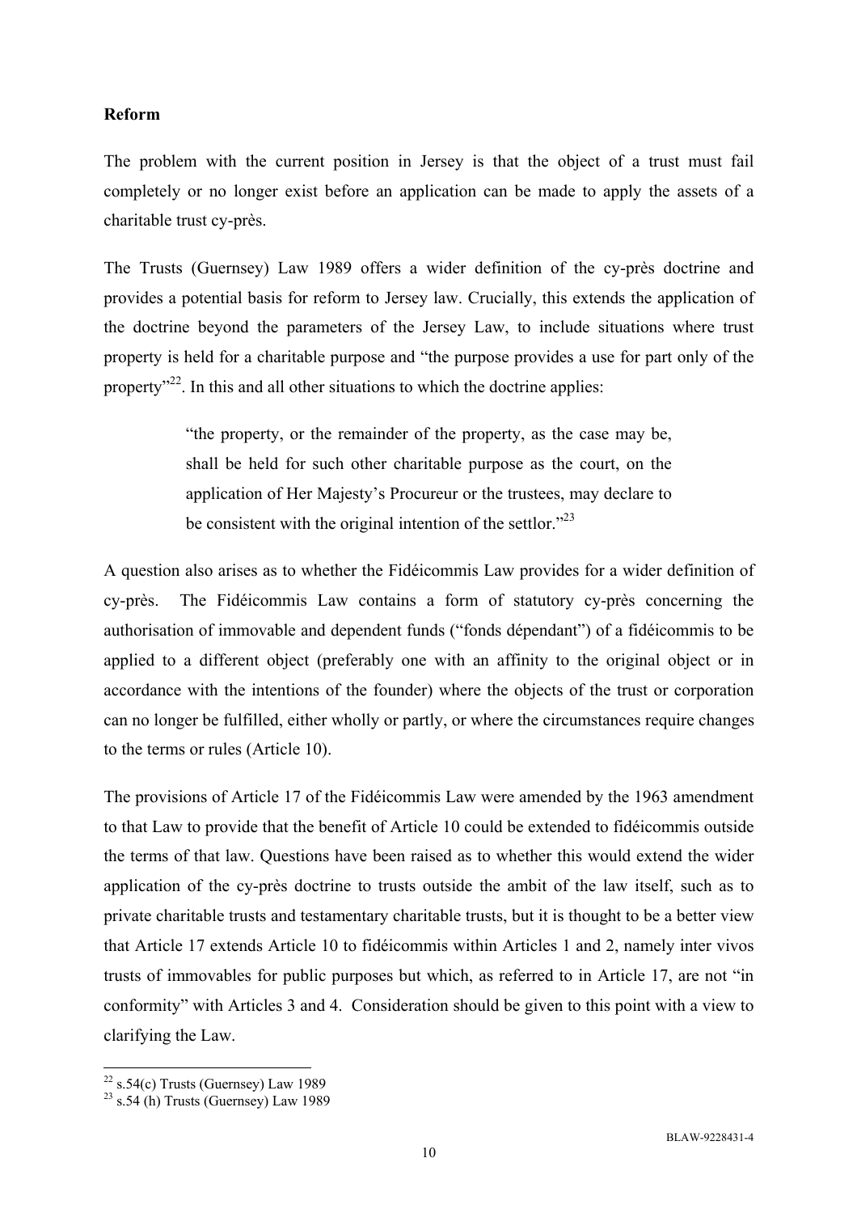**Reform**

The problem with the current position in Jersey is that the object of a trust must fail completely or no longer exist before an application can be made to apply the assets of a charitable trust cy-près.

The Trusts (Guernsey) Law 1989 offers a wider definition of the cy-près doctrine and provides a potential basis for reform to Jersey law. Crucially, this extends the application of the doctrine beyond the parameters of the Jersey Law, to include situations where trust property is held for a charitable purpose and "the purpose provides a use for part only of the property"[22]. In this and all other situations to which the doctrine applies:

> "the property, or the remainder of the property, as the case may be, shall be held for such other charitable purpose as the court, on the application of Her Majesty's Procureur or the trustees, may declare to be consistent with the original intention of the settlor."[23]

A question also arises as to whether the Fidéicommis Law provides for a wider definition of cy-près. The Fidéicommis Law contains a form of statutory cy-près concerning the authorisation of immovable and dependent funds ("fonds dépendant") of a fidéicommis to be applied to a different object (preferably one with an affinity to the original object or in accordance with the intentions of the founder) where the objects of the trust or corporation can no longer be fulfilled, either wholly or partly, or where the circumstances require changes to the terms or rules (Article 10).

The provisions of Article 17 of the Fidéicommis Law were amended by the 1963 amendment to that Law to provide that the benefit of Article 10 could be extended to fidéicommis outside the terms of that law. Questions have been raised as to whether this would extend the wider application of the cy-près doctrine to trusts outside the ambit of the law itself, such as to private charitable trusts and testamentary charitable trusts, but it is thought to be a better view that Article 17 extends Article 10 to fidéicommis within Articles 1 and 2, namely inter vivos trusts of immovables for public purposes but which, as referred to in Article 17, are not "in conformity" with Articles 3 and 4. Consideration should be given to this point with a view to clarifying the Law.

---

[22] s.54(c) Trusts (Guernsey) Law 1989

[23] s.54 (h) Trusts (Guernsey) Law 1989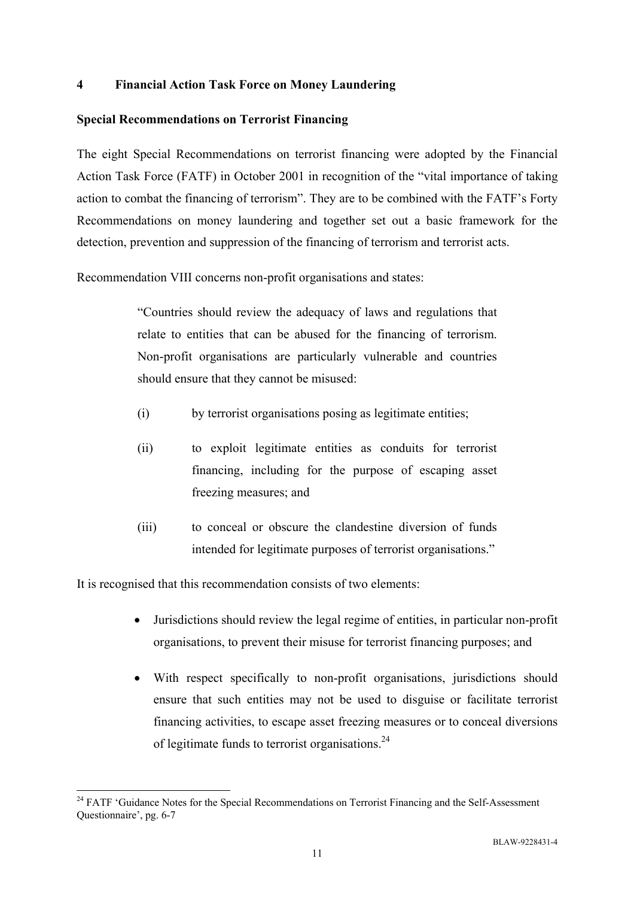## 4 Financial Action Task Force on Money Laundering

### Special Recommendations on Terrorist Financing

The eight Special Recommendations on terrorist financing were adopted by the Financial Action Task Force (FATF) in October 2001 in recognition of the "vital importance of taking action to combat the financing of terrorism". They are to be combined with the FATF's Forty Recommendations on money laundering and together set out a basic framework for the detection, prevention and suppression of the financing of terrorism and terrorist acts.

Recommendation VIII concerns non-profit organisations and states:

> "Countries should review the adequacy of laws and regulations that relate to entities that can be abused for the financing of terrorism. Non-profit organisations are particularly vulnerable and countries should ensure that they cannot be misused:
>
> (i) by terrorist organisations posing as legitimate entities;
>
> (ii) to exploit legitimate entities as conduits for terrorist financing, including for the purpose of escaping asset freezing measures; and
>
> (iii) to conceal or obscure the clandestine diversion of funds intended for legitimate purposes of terrorist organisations."

It is recognised that this recommendation consists of two elements:

- Jurisdictions should review the legal regime of entities, in particular non-profit organisations, to prevent their misuse for terrorist financing purposes; and
- With respect specifically to non-profit organisations, jurisdictions should ensure that such entities may not be used to disguise or facilitate terrorist financing activities, to escape asset freezing measures or to conceal diversions of legitimate funds to terrorist organisations.[24]

[24] FATF 'Guidance Notes for the Special Recommendations on Terrorist Financing and the Self-Assessment Questionnaire', pg. 6-7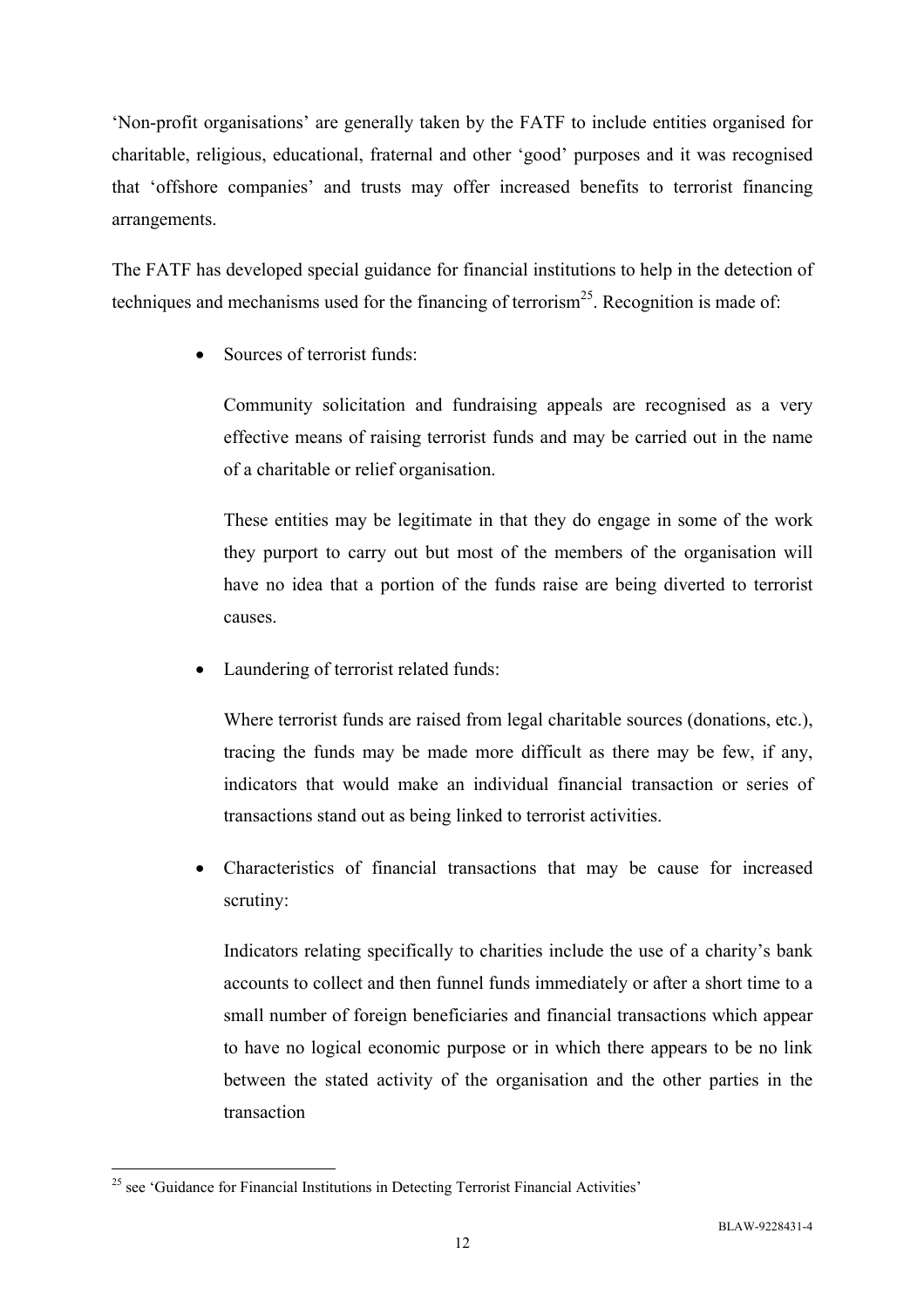'Non-profit organisations' are generally taken by the FATF to include entities organised for charitable, religious, educational, fraternal and other 'good' purposes and it was recognised that 'offshore companies' and trusts may offer increased benefits to terrorist financing arrangements.

The FATF has developed special guidance for financial institutions to help in the detection of techniques and mechanisms used for the financing of terrorism[25]. Recognition is made of:

- Sources of terrorist funds:

  Community solicitation and fundraising appeals are recognised as a very effective means of raising terrorist funds and may be carried out in the name of a charitable or relief organisation.

  These entities may be legitimate in that they do engage in some of the work they purport to carry out but most of the members of the organisation will have no idea that a portion of the funds raise are being diverted to terrorist causes.

- Laundering of terrorist related funds:

  Where terrorist funds are raised from legal charitable sources (donations, etc.), tracing the funds may be made more difficult as there may be few, if any, indicators that would make an individual financial transaction or series of transactions stand out as being linked to terrorist activities.

- Characteristics of financial transactions that may be cause for increased scrutiny:

  Indicators relating specifically to charities include the use of a charity's bank accounts to collect and then funnel funds immediately or after a short time to a small number of foreign beneficiaries and financial transactions which appear to have no logical economic purpose or in which there appears to be no link between the stated activity of the organisation and the other parties in the transaction

[25] see 'Guidance for Financial Institutions in Detecting Terrorist Financial Activities'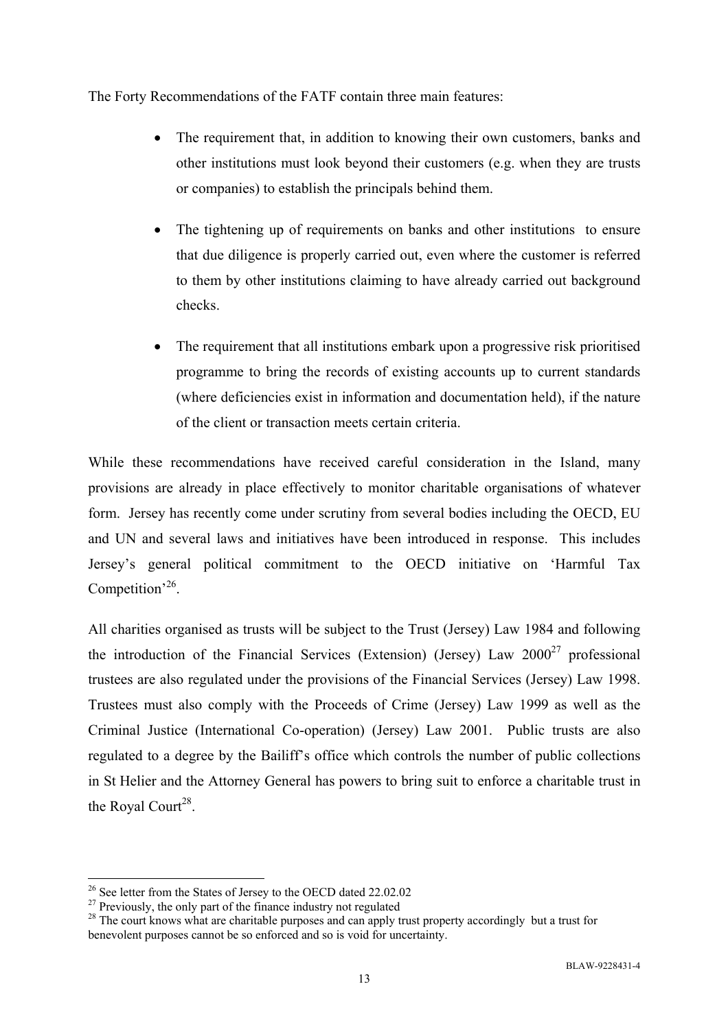The Forty Recommendations of the FATF contain three main features:

- The requirement that, in addition to knowing their own customers, banks and other institutions must look beyond their customers (e.g. when they are trusts or companies) to establish the principals behind them.
- The tightening up of requirements on banks and other institutions to ensure that due diligence is properly carried out, even where the customer is referred to them by other institutions claiming to have already carried out background checks.
- The requirement that all institutions embark upon a progressive risk prioritised programme to bring the records of existing accounts up to current standards (where deficiencies exist in information and documentation held), if the nature of the client or transaction meets certain criteria.

While these recommendations have received careful consideration in the Island, many provisions are already in place effectively to monitor charitable organisations of whatever form. Jersey has recently come under scrutiny from several bodies including the OECD, EU and UN and several laws and initiatives have been introduced in response. This includes Jersey's general political commitment to the OECD initiative on 'Harmful Tax Competition'[26].

All charities organised as trusts will be subject to the Trust (Jersey) Law 1984 and following the introduction of the Financial Services (Extension) (Jersey) Law 2000[27] professional trustees are also regulated under the provisions of the Financial Services (Jersey) Law 1998. Trustees must also comply with the Proceeds of Crime (Jersey) Law 1999 as well as the Criminal Justice (International Co-operation) (Jersey) Law 2001. Public trusts are also regulated to a degree by the Bailiff's office which controls the number of public collections in St Helier and the Attorney General has powers to bring suit to enforce a charitable trust in the Royal Court[28].

---

[26] See letter from the States of Jersey to the OECD dated 22.02.02

[27] Previously, the only part of the finance industry not regulated

[28] The court knows what are charitable purposes and can apply trust property accordingly but a trust for benevolent purposes cannot be so enforced and so is void for uncertainty.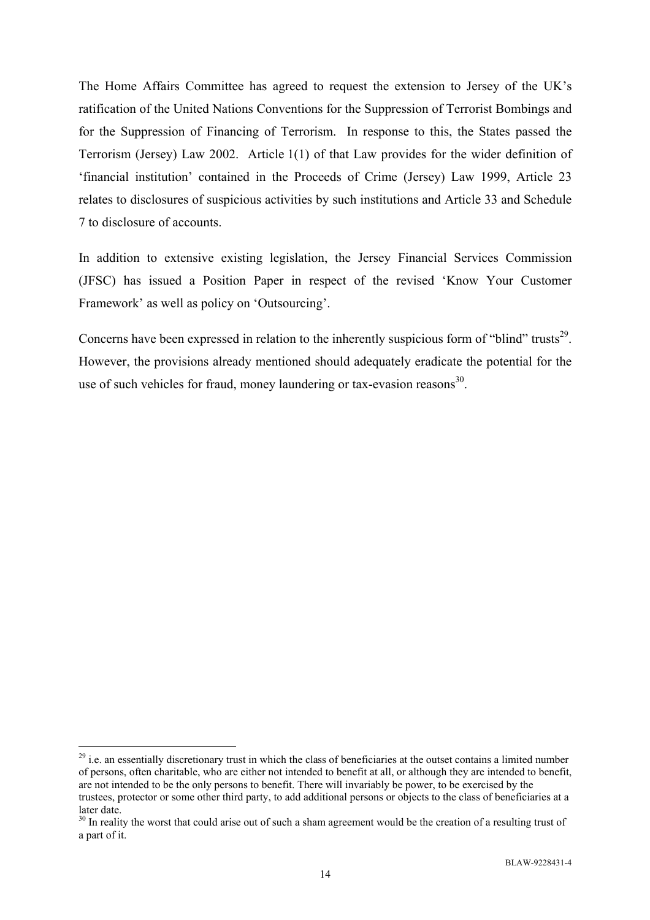The Home Affairs Committee has agreed to request the extension to Jersey of the UK's ratification of the United Nations Conventions for the Suppression of Terrorist Bombings and for the Suppression of Financing of Terrorism. In response to this, the States passed the Terrorism (Jersey) Law 2002. Article 1(1) of that Law provides for the wider definition of 'financial institution' contained in the Proceeds of Crime (Jersey) Law 1999, Article 23 relates to disclosures of suspicious activities by such institutions and Article 33 and Schedule 7 to disclosure of accounts.

In addition to extensive existing legislation, the Jersey Financial Services Commission (JFSC) has issued a Position Paper in respect of the revised 'Know Your Customer Framework' as well as policy on 'Outsourcing'.

Concerns have been expressed in relation to the inherently suspicious form of "blind" trusts[29]. However, the provisions already mentioned should adequately eradicate the potential for the use of such vehicles for fraud, money laundering or tax-evasion reasons[30].

---

[29] i.e. an essentially discretionary trust in which the class of beneficiaries at the outset contains a limited number of persons, often charitable, who are either not intended to benefit at all, or although they are intended to benefit, are not intended to be the only persons to benefit. There will invariably be power, to be exercised by the trustees, protector or some other third party, to add additional persons or objects to the class of beneficiaries at a later date.

[30] In reality the worst that could arise out of such a sham agreement would be the creation of a resulting trust of a part of it.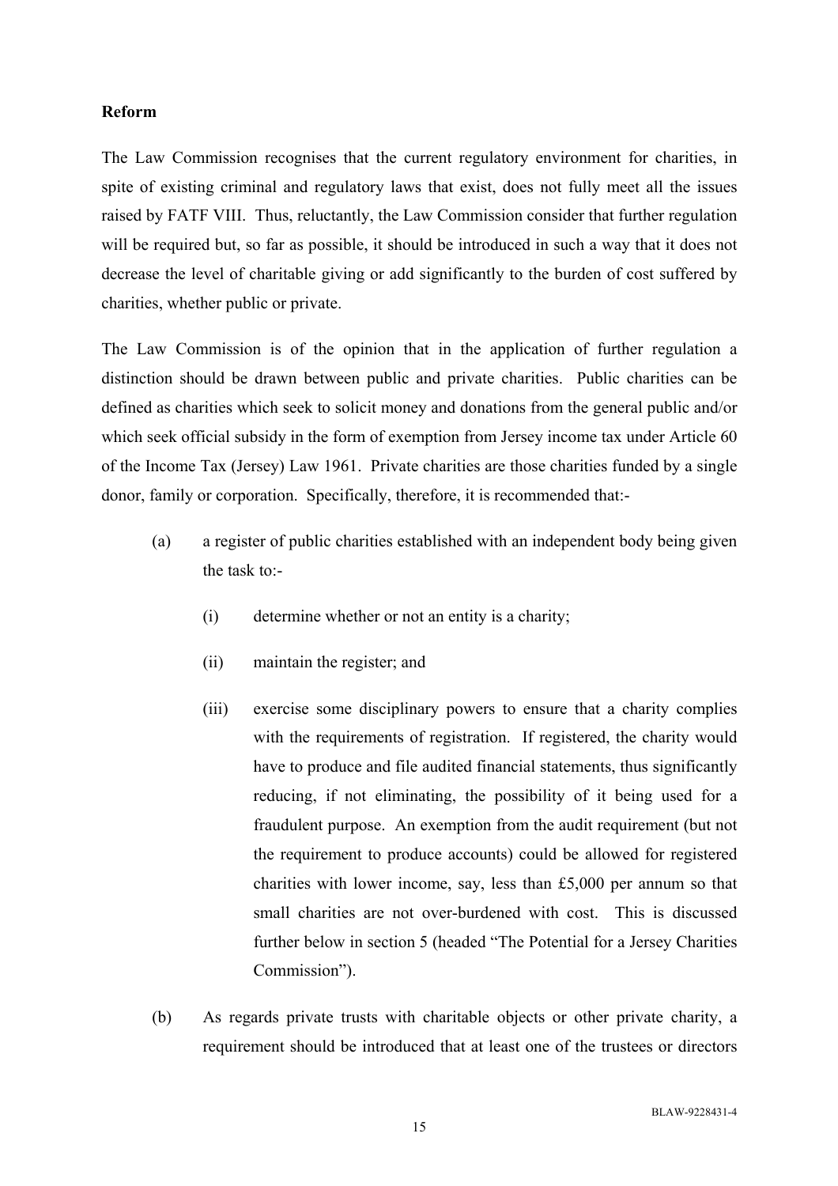**Reform**

The Law Commission recognises that the current regulatory environment for charities, in spite of existing criminal and regulatory laws that exist, does not fully meet all the issues raised by FATF VIII. Thus, reluctantly, the Law Commission consider that further regulation will be required but, so far as possible, it should be introduced in such a way that it does not decrease the level of charitable giving or add significantly to the burden of cost suffered by charities, whether public or private.

The Law Commission is of the opinion that in the application of further regulation a distinction should be drawn between public and private charities. Public charities can be defined as charities which seek to solicit money and donations from the general public and/or which seek official subsidy in the form of exemption from Jersey income tax under Article 60 of the Income Tax (Jersey) Law 1961. Private charities are those charities funded by a single donor, family or corporation. Specifically, therefore, it is recommended that:-

(a) a register of public charities established with an independent body being given the task to:-

  (i) determine whether or not an entity is a charity;

  (ii) maintain the register; and

  (iii) exercise some disciplinary powers to ensure that a charity complies with the requirements of registration. If registered, the charity would have to produce and file audited financial statements, thus significantly reducing, if not eliminating, the possibility of it being used for a fraudulent purpose. An exemption from the audit requirement (but not the requirement to produce accounts) could be allowed for registered charities with lower income, say, less than £5,000 per annum so that small charities are not over-burdened with cost. This is discussed further below in section 5 (headed "The Potential for a Jersey Charities Commission").

(b) As regards private trusts with charitable objects or other private charity, a requirement should be introduced that at least one of the trustees or directors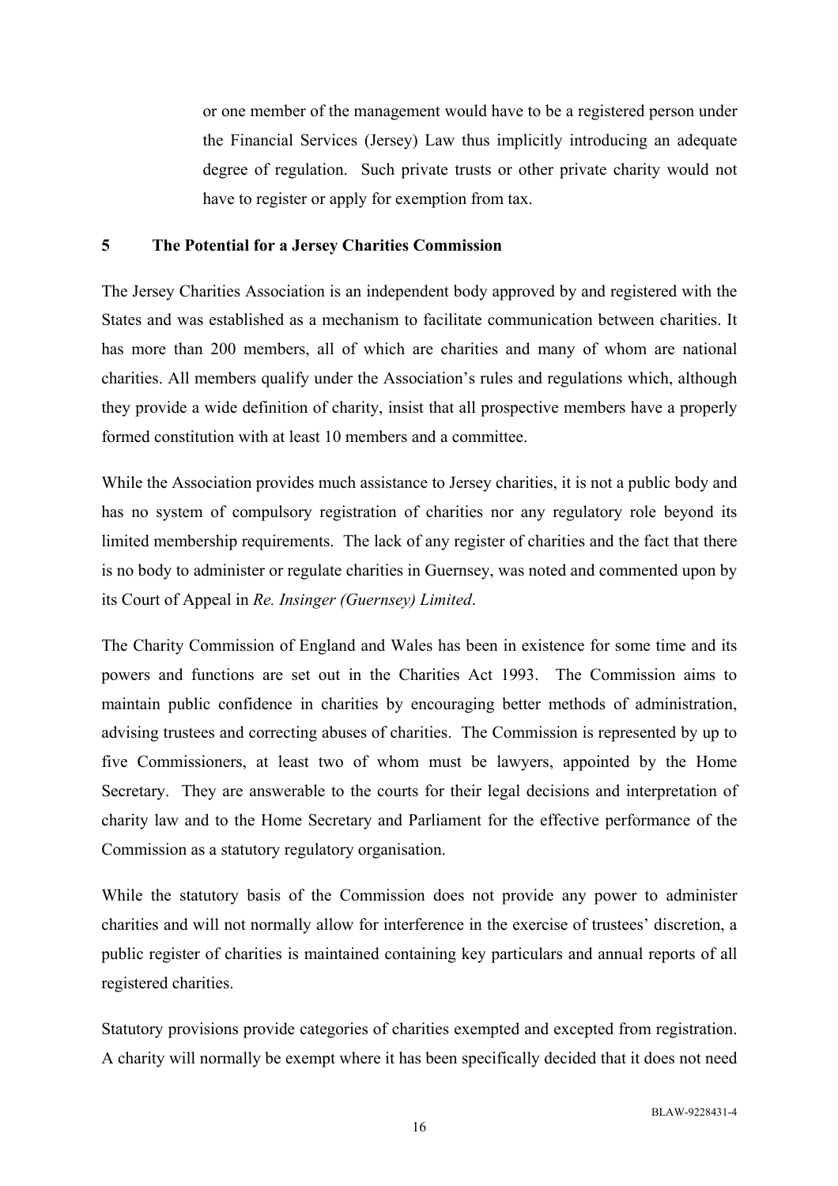or one member of the management would have to be a registered person under the Financial Services (Jersey) Law thus implicitly introducing an adequate degree of regulation. Such private trusts or other private charity would not have to register or apply for exemption from tax.

## 5 The Potential for a Jersey Charities Commission

The Jersey Charities Association is an independent body approved by and registered with the States and was established as a mechanism to facilitate communication between charities. It has more than 200 members, all of which are charities and many of whom are national charities. All members qualify under the Association's rules and regulations which, although they provide a wide definition of charity, insist that all prospective members have a properly formed constitution with at least 10 members and a committee.

While the Association provides much assistance to Jersey charities, it is not a public body and has no system of compulsory registration of charities nor any regulatory role beyond its limited membership requirements. The lack of any register of charities and the fact that there is no body to administer or regulate charities in Guernsey, was noted and commented upon by its Court of Appeal in *Re. Insinger (Guernsey) Limited*.

The Charity Commission of England and Wales has been in existence for some time and its powers and functions are set out in the Charities Act 1993. The Commission aims to maintain public confidence in charities by encouraging better methods of administration, advising trustees and correcting abuses of charities. The Commission is represented by up to five Commissioners, at least two of whom must be lawyers, appointed by the Home Secretary. They are answerable to the courts for their legal decisions and interpretation of charity law and to the Home Secretary and Parliament for the effective performance of the Commission as a statutory regulatory organisation.

While the statutory basis of the Commission does not provide any power to administer charities and will not normally allow for interference in the exercise of trustees' discretion, a public register of charities is maintained containing key particulars and annual reports of all registered charities.

Statutory provisions provide categories of charities exempted and excepted from registration. A charity will normally be exempt where it has been specifically decided that it does not need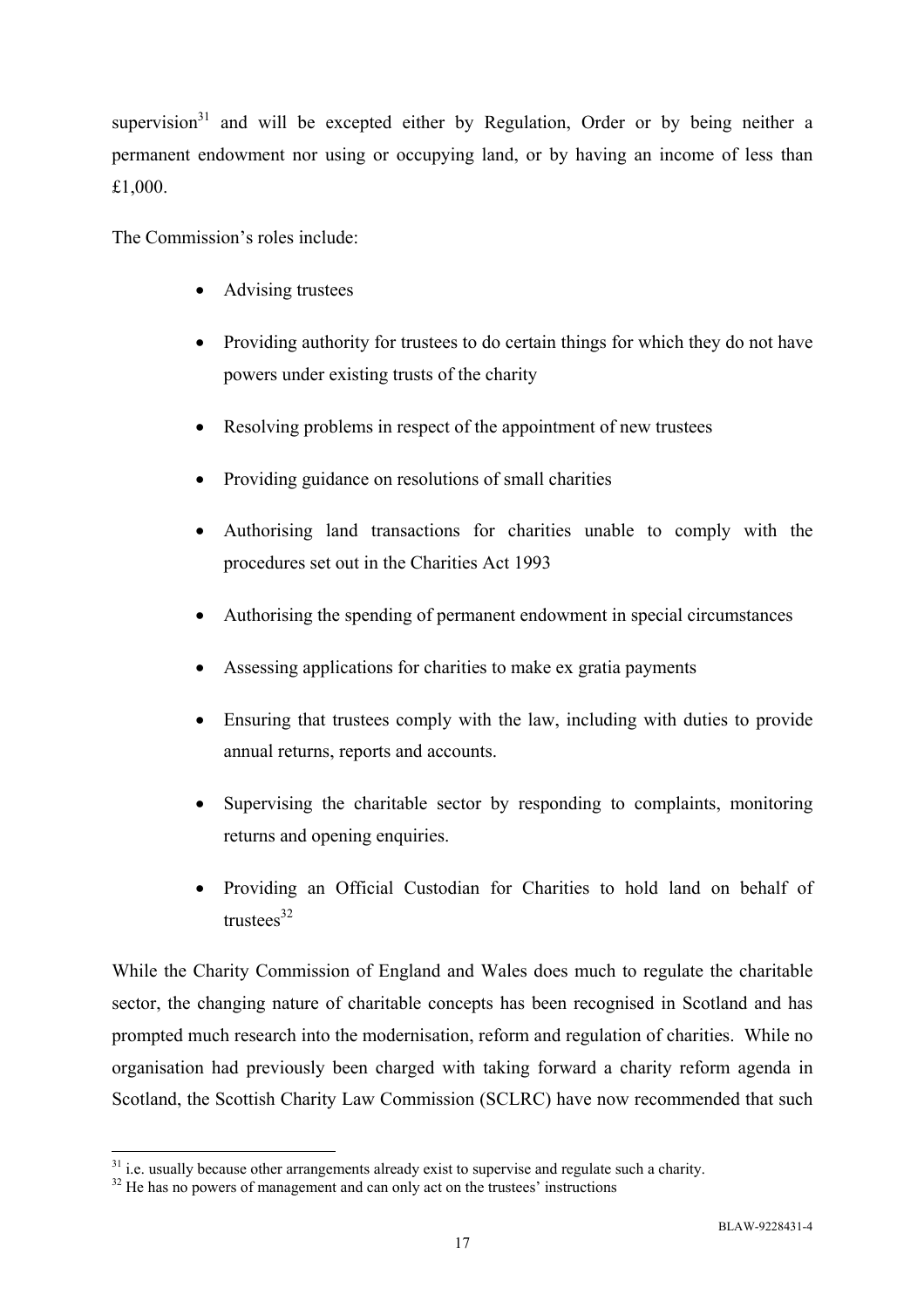supervision[31] and will be excepted either by Regulation, Order or by being neither a permanent endowment nor using or occupying land, or by having an income of less than £1,000.

The Commission's roles include:

- Advising trustees
- Providing authority for trustees to do certain things for which they do not have powers under existing trusts of the charity
- Resolving problems in respect of the appointment of new trustees
- Providing guidance on resolutions of small charities
- Authorising land transactions for charities unable to comply with the procedures set out in the Charities Act 1993
- Authorising the spending of permanent endowment in special circumstances
- Assessing applications for charities to make ex gratia payments
- Ensuring that trustees comply with the law, including with duties to provide annual returns, reports and accounts.
- Supervising the charitable sector by responding to complaints, monitoring returns and opening enquiries.
- Providing an Official Custodian for Charities to hold land on behalf of trustees[32]

While the Charity Commission of England and Wales does much to regulate the charitable sector, the changing nature of charitable concepts has been recognised in Scotland and has prompted much research into the modernisation, reform and regulation of charities. While no organisation had previously been charged with taking forward a charity reform agenda in Scotland, the Scottish Charity Law Commission (SCLRC) have now recommended that such

---

[31] i.e. usually because other arrangements already exist to supervise and regulate such a charity.

[32] He has no powers of management and can only act on the trustees' instructions

BLAW-9228431-4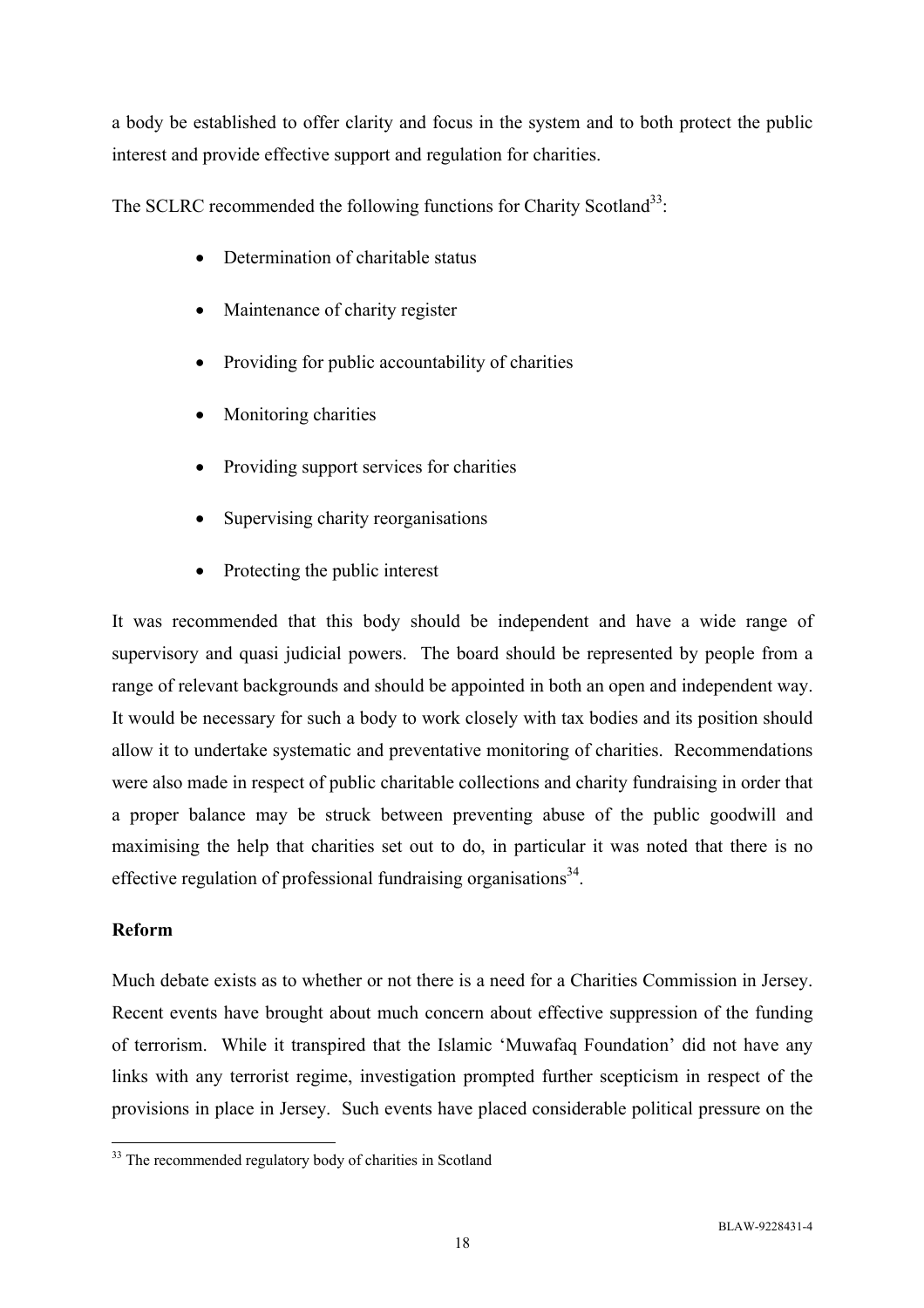a body be established to offer clarity and focus in the system and to both protect the public interest and provide effective support and regulation for charities.

The SCLRC recommended the following functions for Charity Scotland[33]:

- Determination of charitable status
- Maintenance of charity register
- Providing for public accountability of charities
- Monitoring charities
- Providing support services for charities
- Supervising charity reorganisations
- Protecting the public interest

It was recommended that this body should be independent and have a wide range of supervisory and quasi judicial powers. The board should be represented by people from a range of relevant backgrounds and should be appointed in both an open and independent way. It would be necessary for such a body to work closely with tax bodies and its position should allow it to undertake systematic and preventative monitoring of charities. Recommendations were also made in respect of public charitable collections and charity fundraising in order that a proper balance may be struck between preventing abuse of the public goodwill and maximising the help that charities set out to do, in particular it was noted that there is no effective regulation of professional fundraising organisations[34].

**Reform**

Much debate exists as to whether or not there is a need for a Charities Commission in Jersey. Recent events have brought about much concern about effective suppression of the funding of terrorism. While it transpired that the Islamic 'Muwafaq Foundation' did not have any links with any terrorist regime, investigation prompted further scepticism in respect of the provisions in place in Jersey. Such events have placed considerable political pressure on the

[33] The recommended regulatory body of charities in Scotland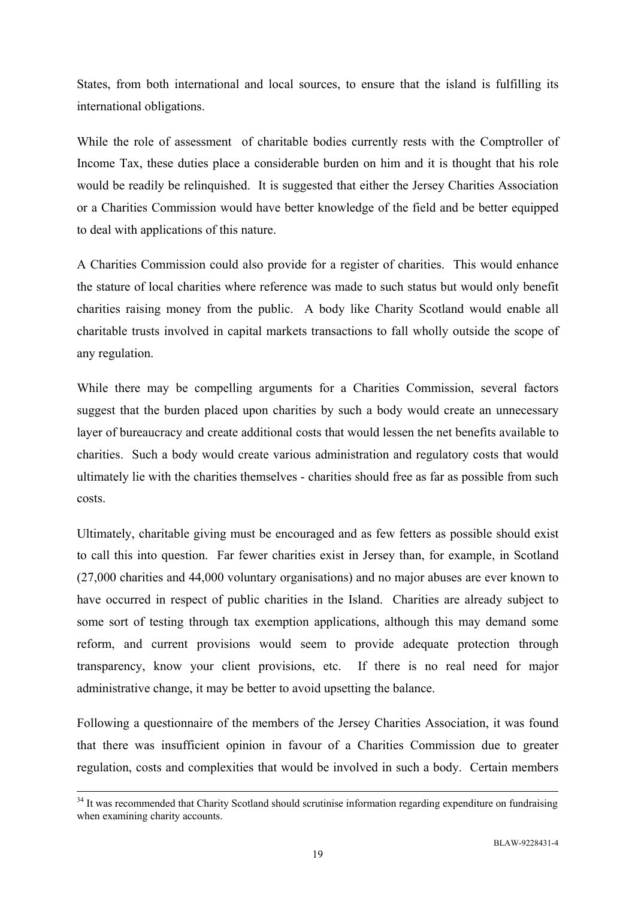States, from both international and local sources, to ensure that the island is fulfilling its international obligations.

While the role of assessment  of charitable bodies currently rests with the Comptroller of Income Tax, these duties place a considerable burden on him and it is thought that his role would be readily be relinquished.  It is suggested that either the Jersey Charities Association or a Charities Commission would have better knowledge of the field and be better equipped to deal with applications of this nature.

A Charities Commission could also provide for a register of charities.  This would enhance the stature of local charities where reference was made to such status but would only benefit charities raising money from the public.  A body like Charity Scotland would enable all charitable trusts involved in capital markets transactions to fall wholly outside the scope of any regulation.

While there may be compelling arguments for a Charities Commission, several factors suggest that the burden placed upon charities by such a body would create an unnecessary layer of bureaucracy and create additional costs that would lessen the net benefits available to charities.  Such a body would create various administration and regulatory costs that would ultimately lie with the charities themselves - charities should free as far as possible from such costs.

Ultimately, charitable giving must be encouraged and as few fetters as possible should exist to call this into question.  Far fewer charities exist in Jersey than, for example, in Scotland (27,000 charities and 44,000 voluntary organisations) and no major abuses are ever known to have occurred in respect of public charities in the Island.  Charities are already subject to some sort of testing through tax exemption applications, although this may demand some reform, and current provisions would seem to provide adequate protection through transparency, know your client provisions, etc.  If there is no real need for major administrative change, it may be better to avoid upsetting the balance.

Following a questionnaire of the members of the Jersey Charities Association, it was found that there was insufficient opinion in favour of a Charities Commission due to greater regulation, costs and complexities that would be involved in such a body.  Certain members

[34] It was recommended that Charity Scotland should scrutinise information regarding expenditure on fundraising when examining charity accounts.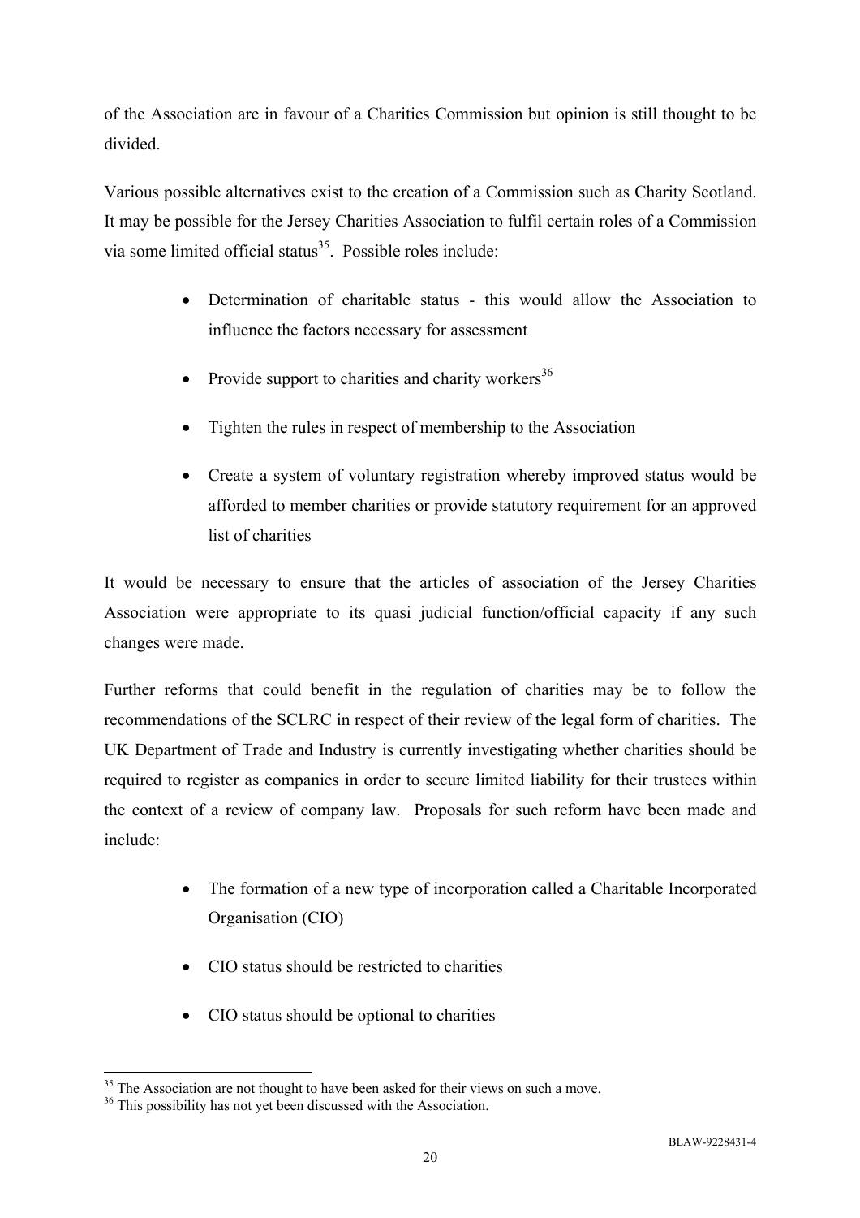of the Association are in favour of a Charities Commission but opinion is still thought to be divided.

Various possible alternatives exist to the creation of a Commission such as Charity Scotland. It may be possible for the Jersey Charities Association to fulfil certain roles of a Commission via some limited official status[35]. Possible roles include:

- Determination of charitable status - this would allow the Association to influence the factors necessary for assessment
- Provide support to charities and charity workers[36]
- Tighten the rules in respect of membership to the Association
- Create a system of voluntary registration whereby improved status would be afforded to member charities or provide statutory requirement for an approved list of charities

It would be necessary to ensure that the articles of association of the Jersey Charities Association were appropriate to its quasi judicial function/official capacity if any such changes were made.

Further reforms that could benefit in the regulation of charities may be to follow the recommendations of the SCLRC in respect of their review of the legal form of charities. The UK Department of Trade and Industry is currently investigating whether charities should be required to register as companies in order to secure limited liability for their trustees within the context of a review of company law. Proposals for such reform have been made and include:

- The formation of a new type of incorporation called a Charitable Incorporated Organisation (CIO)
- CIO status should be restricted to charities
- CIO status should be optional to charities

---

[35] The Association are not thought to have been asked for their views on such a move.

[36] This possibility has not yet been discussed with the Association.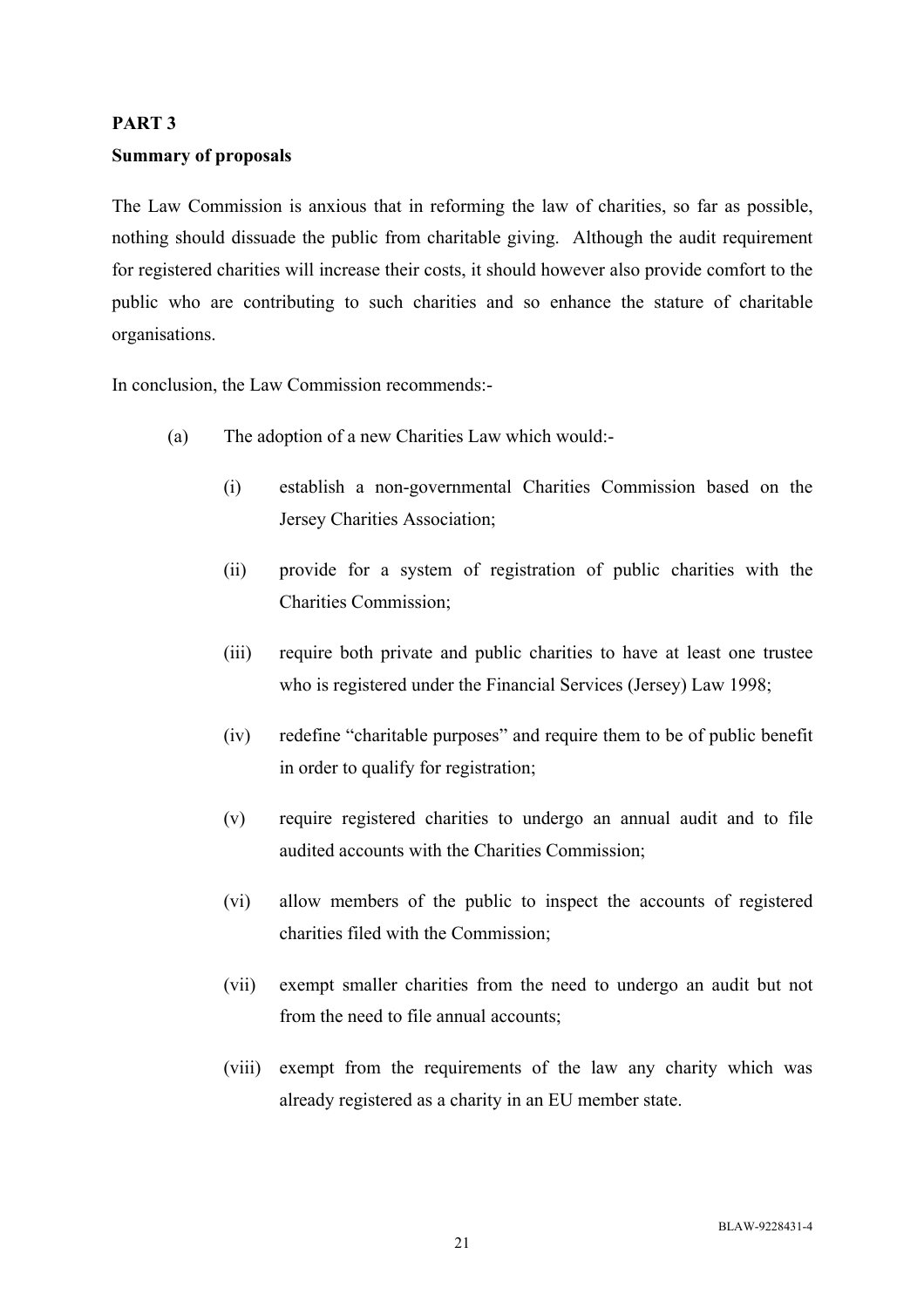## PART 3

### Summary of proposals

The Law Commission is anxious that in reforming the law of charities, so far as possible, nothing should dissuade the public from charitable giving. Although the audit requirement for registered charities will increase their costs, it should however also provide comfort to the public who are contributing to such charities and so enhance the stature of charitable organisations.

In conclusion, the Law Commission recommends:-

(a) The adoption of a new Charities Law which would:-

   (i) establish a non-governmental Charities Commission based on the Jersey Charities Association;

   (ii) provide for a system of registration of public charities with the Charities Commission;

   (iii) require both private and public charities to have at least one trustee who is registered under the Financial Services (Jersey) Law 1998;

   (iv) redefine "charitable purposes" and require them to be of public benefit in order to qualify for registration;

   (v) require registered charities to undergo an annual audit and to file audited accounts with the Charities Commission;

   (vi) allow members of the public to inspect the accounts of registered charities filed with the Commission;

   (vii) exempt smaller charities from the need to undergo an audit but not from the need to file annual accounts;

   (viii) exempt from the requirements of the law any charity which was already registered as a charity in an EU member state.

BLAW-9228431-4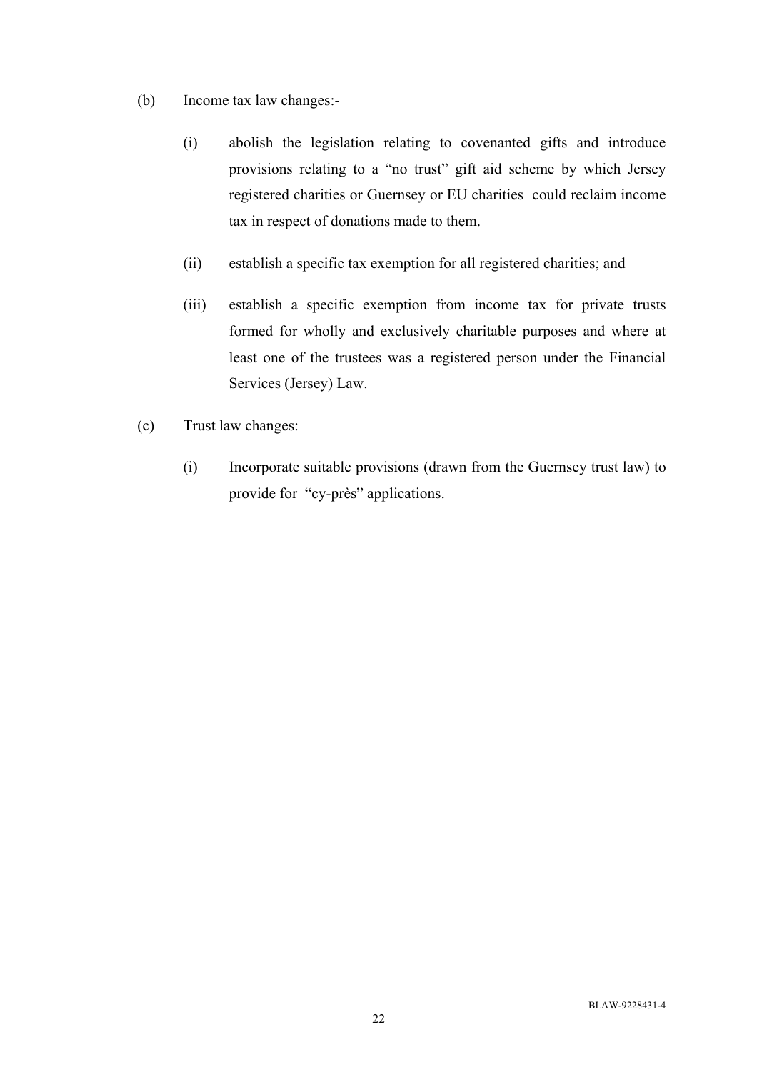(b) Income tax law changes:-

   (i) abolish the legislation relating to covenanted gifts and introduce provisions relating to a "no trust" gift aid scheme by which Jersey registered charities or Guernsey or EU charities could reclaim income tax in respect of donations made to them.

   (ii) establish a specific tax exemption for all registered charities; and

   (iii) establish a specific exemption from income tax for private trusts formed for wholly and exclusively charitable purposes and where at least one of the trustees was a registered person under the Financial Services (Jersey) Law.

(c) Trust law changes:

   (i) Incorporate suitable provisions (drawn from the Guernsey trust law) to provide for "cy-près" applications.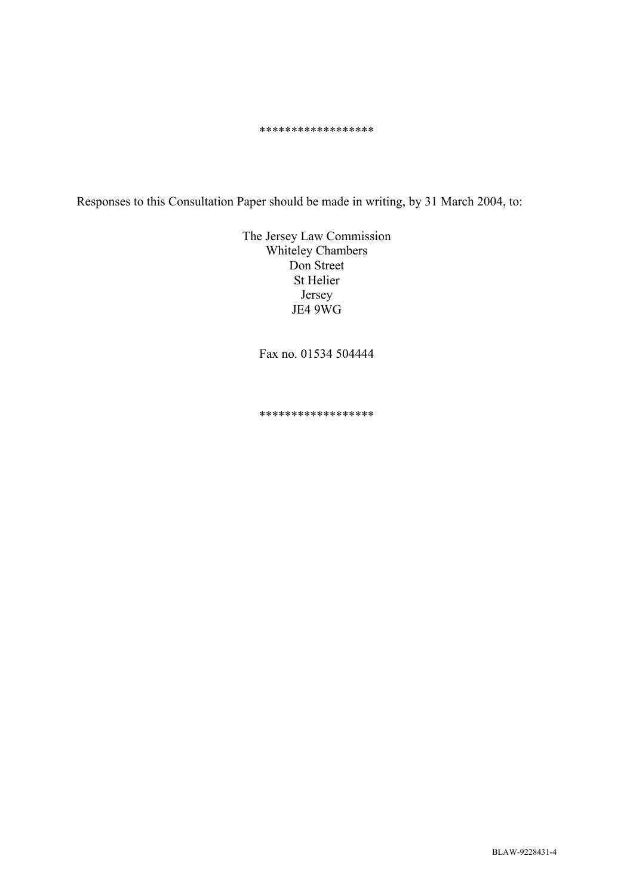\*\*\*\*\*\*\*\*\*\*\*\*\*\*\*\*\*

Responses to this Consultation Paper should be made in writing, by 31 March 2004, to:

The Jersey Law Commission
Whiteley Chambers
Don Street
St Helier
Jersey
JE4 9WG

Fax no. 01534 504444

\*\*\*\*\*\*\*\*\*\*\*\*\*\*\*\*\*

BLAW-9228431-4